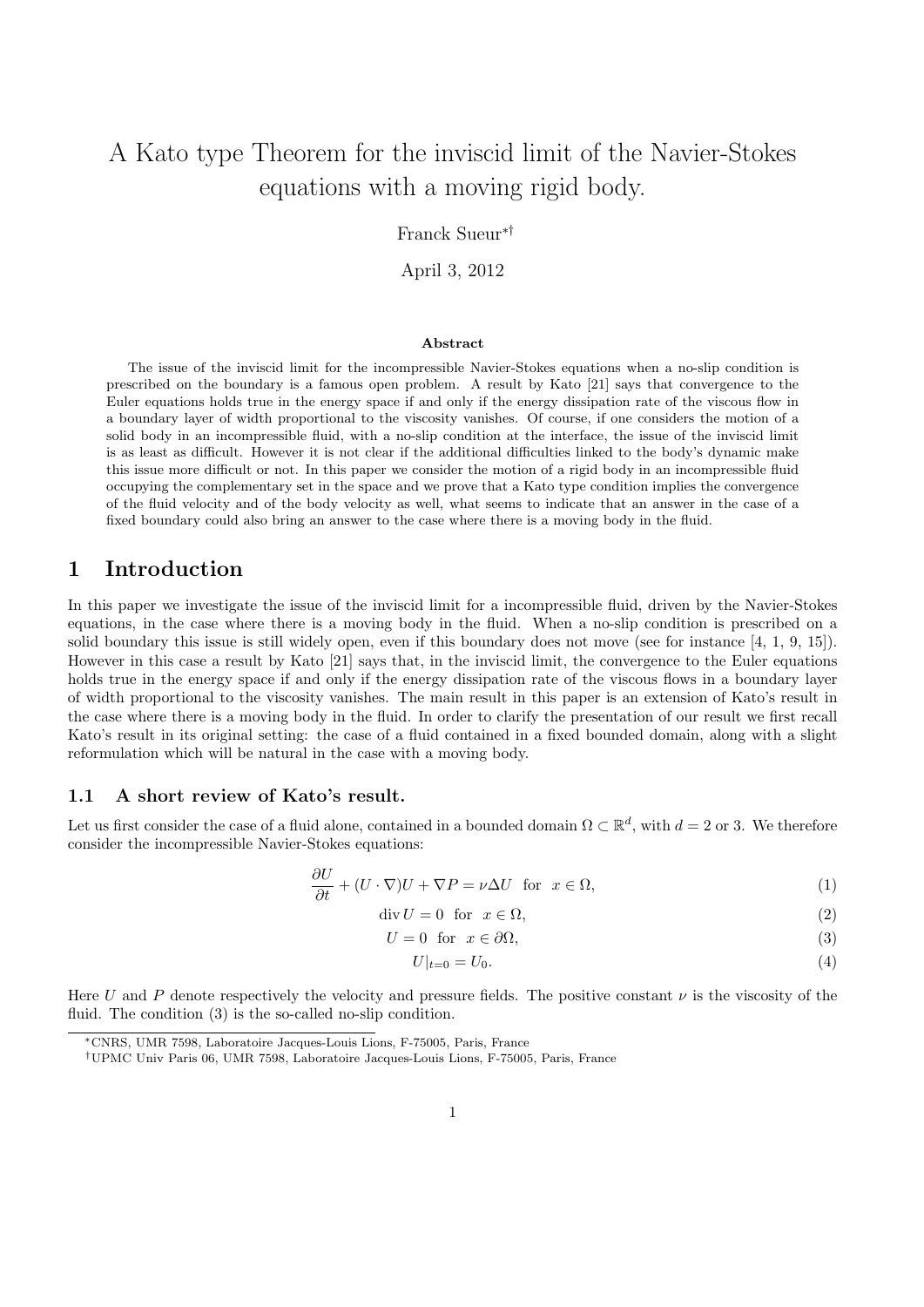# A Kato type Theorem for the inviscid limit of the Navier-Stokes equations with a moving rigid body.

Franck Sueur[∗†]

April 3, 2012

### Abstract

The issue of the inviscid limit for the incompressible Navier-Stokes equations when a no-slip condition is prescribed on the boundary is a famous open problem. A result by Kato [21] says that convergence to the Euler equations holds true in the energy space if and only if the energy dissipation rate of the viscous flow in a boundary layer of width proportional to the viscosity vanishes. Of course, if one considers the motion of a solid body in an incompressible fluid, with a no-slip condition at the interface, the issue of the inviscid limit is as least as difficult. However it is not clear if the additional difficulties linked to the body's dynamic make this issue more difficult or not. In this paper we consider the motion of a rigid body in an incompressible fluid occupying the complementary set in the space and we prove that a Kato type condition implies the convergence of the fluid velocity and of the body velocity as well, what seems to indicate that an answer in the case of a fixed boundary could also bring an answer to the case where there is a moving body in the fluid.

## 1 Introduction

In this paper we investigate the issue of the inviscid limit for a incompressible fluid, driven by the Navier-Stokes equations, in the case where there is a moving body in the fluid. When a no-slip condition is prescribed on a solid boundary this issue is still widely open, even if this boundary does not move (see for instance [4, 1, 9, 15]). However in this case a result by Kato [21] says that, in the inviscid limit, the convergence to the Euler equations holds true in the energy space if and only if the energy dissipation rate of the viscous flows in a boundary layer of width proportional to the viscosity vanishes. The main result in this paper is an extension of Kato's result in the case where there is a moving body in the fluid. In order to clarify the presentation of our result we first recall Kato's result in its original setting: the case of a fluid contained in a fixed bounded domain, along with a slight reformulation which will be natural in the case with a moving body.

### 1.1 A short review of Kato's result.

Let us first consider the case of a fluid alone, contained in a bounded domain $\Omega \subset \mathbb{R}^d$, with $d = 2$ or 3. We therefore consider the incompressible Navier-Stokes equations:

$$\frac{\partial U}{\partial t} + (U \cdot \nabla)U + \nabla P = \nu \Delta U \quad \text{for} \quad x \in \Omega, \tag{1}$$

$$\operatorname{div} U = 0 \quad \text{for} \quad x \in \Omega, \tag{2}$$

$$U = 0 \quad \text{for} \quad x \in \partial\Omega, \tag{3}$$

$$U|_{t=0} = U_0. \tag{4}$$

Here $U$ and $P$ denote respectively the velocity and pressure fields. The positive constant $\nu$ is the viscosity of the fluid. The condition (3) is the so-called no-slip condition.

[∗]CNRS, UMR 7598, Laboratoire Jacques-Louis Lions, F-75005, Paris, France

[†]UPMC Univ Paris 06, UMR 7598, Laboratoire Jacques-Louis Lions, F-75005, Paris, France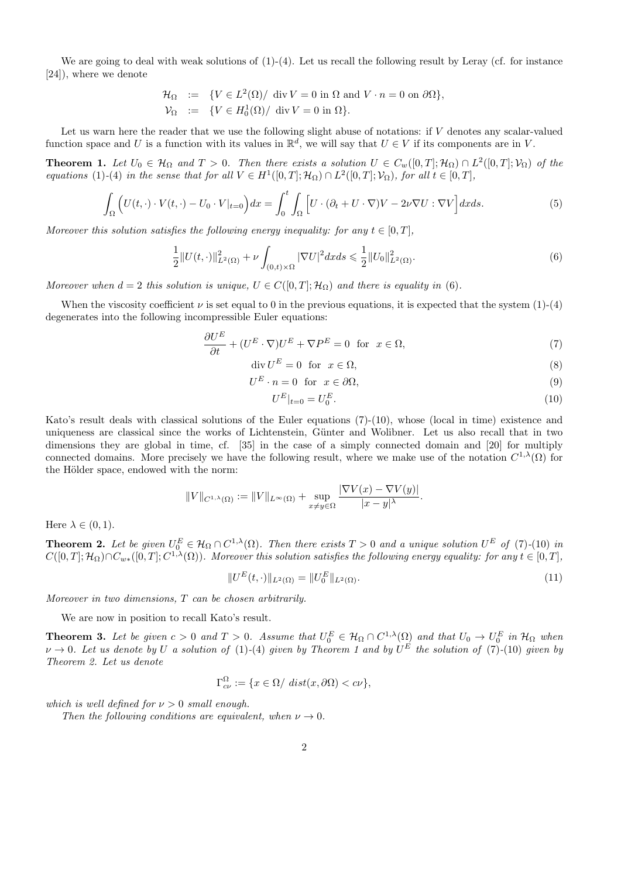We are going to deal with weak solutions of (1)-(4). Let us recall the following result by Leray (cf. for instance [24]), where we denote

$$
\begin{aligned}
\mathcal{H}_\Omega &:= \{V \in L^2(\Omega)/ \ \operatorname{div} V = 0 \text{ in } \Omega \text{ and } V \cdot n = 0 \text{ on } \partial\Omega\}, \\
\mathcal{V}_\Omega &:= \{V \in H^1_0(\Omega)/ \ \operatorname{div} V = 0 \text{ in } \Omega\}.
\end{aligned}
$$

Let us warn here the reader that we use the following slight abuse of notations: if $V$ denotes any scalar-valued function space and $U$ is a function with its values in $\mathbb{R}^d$, we will say that $U \in V$ if its components are in $V$.

**Theorem 1.** *Let $U_0 \in \mathcal{H}_\Omega$ and $T > 0$. Then there exists a solution $U \in C_w([0,T];\mathcal{H}_\Omega) \cap L^2([0,T];\mathcal{V}_\Omega)$ of the equations (1)-(4) in the sense that for all $V \in H^1([0,T];\mathcal{H}_\Omega) \cap L^2([0,T];\mathcal{V}_\Omega)$, for all $t \in [0,T]$,*

$$
\int_\Omega \Big( U(t,\cdot)\cdot V(t,\cdot) - U_0 \cdot V|_{t=0} \Big) dx = \int_0^t \int_\Omega \Big[ U \cdot (\partial_t + U \cdot \nabla) V - 2\nu \nabla U : \nabla V \Big] dx ds. \tag{5}
$$

*Moreover this solution satisfies the following energy inequality: for any $t \in [0,T]$,*

$$
\frac{1}{2}\|U(t,\cdot)\|^2_{L^2(\Omega)} + \nu \int_{(0,t)\times\Omega} |\nabla U|^2 dx ds \leqslant \frac{1}{2}\|U_0\|^2_{L^2(\Omega)}. \tag{6}
$$

*Moreover when $d = 2$ this solution is unique, $U \in C([0,T];\mathcal{H}_\Omega)$ and there is equality in (6).*

When the viscosity coefficient $\nu$ is set equal to 0 in the previous equations, it is expected that the system (1)-(4) degenerates into the following incompressible Euler equations:

$$
\frac{\partial U^E}{\partial t} + (U^E \cdot \nabla) U^E + \nabla P^E = 0 \ \text{ for } \ x \in \Omega, \tag{7}
$$

$$
\operatorname{div} U^E = 0 \ \text{ for } \ x \in \Omega, \tag{8}
$$

$$
U^E \cdot n = 0 \ \text{ for } \ x \in \partial\Omega, \tag{9}
$$

$$
U^E|_{t=0} = U^E_0. \tag{10}
$$

Kato's result deals with classical solutions of the Euler equations (7)-(10), whose (local in time) existence and uniqueness are classical since the works of Lichtenstein, Günter and Wolibner. Let us also recall that in two dimensions they are global in time, cf. [35] in the case of a simply connected domain and [20] for multiply connected domains. More precisely we have the following result, where we make use of the notation $C^{1,\lambda}(\Omega)$ for the Hölder space, endowed with the norm:

$$
\|V\|_{C^{1,\lambda}(\Omega)} := \|V\|_{L^\infty(\Omega)} + \sup_{x \neq y \in \Omega} \frac{|\nabla V(x) - \nabla V(y)|}{|x-y|^\lambda}.
$$

Here $\lambda \in (0,1)$.

**Theorem 2.** *Let be given $U^E_0 \in \mathcal{H}_\Omega \cap C^{1,\lambda}(\Omega)$. Then there exists $T > 0$ and a unique solution $U^E$ of (7)-(10) in $C([0,T];\mathcal{H}_\Omega) \cap C_{w*}([0,T];C^{1,\lambda}(\Omega))$. Moreover this solution satisfies the following energy equality: for any $t \in [0,T]$,*

$$
\|U^E(t,\cdot)\|_{L^2(\Omega)} = \|U^E_0\|_{L^2(\Omega)}. \tag{11}
$$

*Moreover in two dimensions, $T$ can be chosen arbitrarily.*

We are now in position to recall Kato's result.

**Theorem 3.** *Let be given $c > 0$ and $T > 0$. Assume that $U^E_0 \in \mathcal{H}_\Omega \cap C^{1,\lambda}(\Omega)$ and that $U_0 \to U^E_0$ in $\mathcal{H}_\Omega$ when $\nu \to 0$. Let us denote by $U$ a solution of (1)-(4) given by Theorem 1 and by $U^E$ the solution of (7)-(10) given by Theorem 2. Let us denote*

$$
\Gamma^\Omega_{c\nu} := \{x \in \Omega/ \ dist(x,\partial\Omega) < c\nu\},
$$

*which is well defined for $\nu > 0$ small enough.*

*Then the following conditions are equivalent, when $\nu \to 0$.*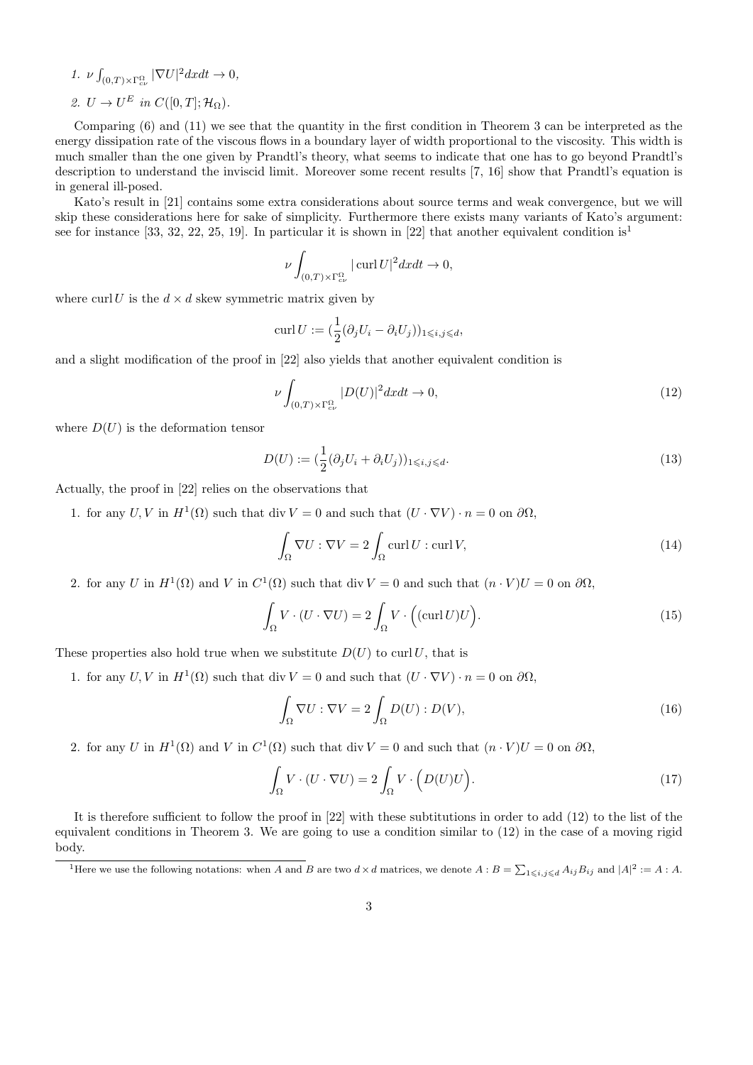1. $\nu \int_{(0,T)\times\Gamma^{\Omega}_{c\nu}} |\nabla U|^2 dxdt \to 0$,
2. $U \to U^E$ *in* $C([0,T]; \mathcal{H}_\Omega)$.

Comparing (6) and (11) we see that the quantity in the first condition in Theorem 3 can be interpreted as the energy dissipation rate of the viscous flows in a boundary layer of width proportional to the viscosity. This width is much smaller than the one given by Prandtl's theory, what seems to indicate that one has to go beyond Prandtl's description to understand the inviscid limit. Moreover some recent results [7, 16] show that Prandtl's equation is in general ill-posed.

Kato's result in [21] contains some extra considerations about source terms and weak convergence, but we will skip these considerations here for sake of simplicity. Furthermore there exists many variants of Kato's argument: see for instance [33, 32, 22, 25, 19]. In particular it is shown in [22] that another equivalent condition is[1]

$$\nu \int_{(0,T)\times\Gamma^{\Omega}_{c\nu}} |\operatorname{curl} U|^2 dxdt \to 0,$$

where $\operatorname{curl} U$ is the $d \times d$ skew symmetric matrix given by

$$\operatorname{curl} U := (\frac{1}{2}(\partial_j U_i - \partial_i U_j))_{1 \leqslant i,j \leqslant d},$$

and a slight modification of the proof in [22] also yields that another equivalent condition is

$$\nu \int_{(0,T)\times\Gamma^{\Omega}_{c\nu}} |D(U)|^2 dxdt \to 0, \tag{12}$$

where $D(U)$ is the deformation tensor

$$D(U) := (\frac{1}{2}(\partial_j U_i + \partial_i U_j))_{1 \leqslant i,j \leqslant d}. \tag{13}$$

Actually, the proof in [22] relies on the observations that

1. for any $U, V$ in $H^1(\Omega)$ such that $\operatorname{div} V = 0$ and such that $(U \cdot \nabla V) \cdot n = 0$ on $\partial\Omega$,

$$\int_\Omega \nabla U : \nabla V = 2 \int_\Omega \operatorname{curl} U : \operatorname{curl} V, \tag{14}$$

2. for any $U$ in $H^1(\Omega)$ and $V$ in $C^1(\Omega)$ such that $\operatorname{div} V = 0$ and such that $(n \cdot V)U = 0$ on $\partial\Omega$,

$$\int_\Omega V \cdot (U \cdot \nabla U) = 2 \int_\Omega V \cdot \Big( (\operatorname{curl} U) U \Big). \tag{15}$$

These properties also hold true when we substitute $D(U)$ to $\operatorname{curl} U$, that is

1. for any $U, V$ in $H^1(\Omega)$ such that $\operatorname{div} V = 0$ and such that $(U \cdot \nabla V) \cdot n = 0$ on $\partial\Omega$,

$$\int_\Omega \nabla U : \nabla V = 2 \int_\Omega D(U) : D(V), \tag{16}$$

2. for any $U$ in $H^1(\Omega)$ and $V$ in $C^1(\Omega)$ such that $\operatorname{div} V = 0$ and such that $(n \cdot V)U = 0$ on $\partial\Omega$,

$$\int_\Omega V \cdot (U \cdot \nabla U) = 2 \int_\Omega V \cdot \Big( D(U) U \Big). \tag{17}$$

It is therefore sufficient to follow the proof in [22] with these subtitutions in order to add (12) to the list of the equivalent conditions in Theorem 3. We are going to use a condition similar to (12) in the case of a moving rigid body.

[1] Here we use the following notations: when $A$ and $B$ are two $d \times d$ matrices, we denote $A : B = \sum_{1 \leqslant i,j \leqslant d} A_{ij} B_{ij}$ and $|A|^2 := A : A$.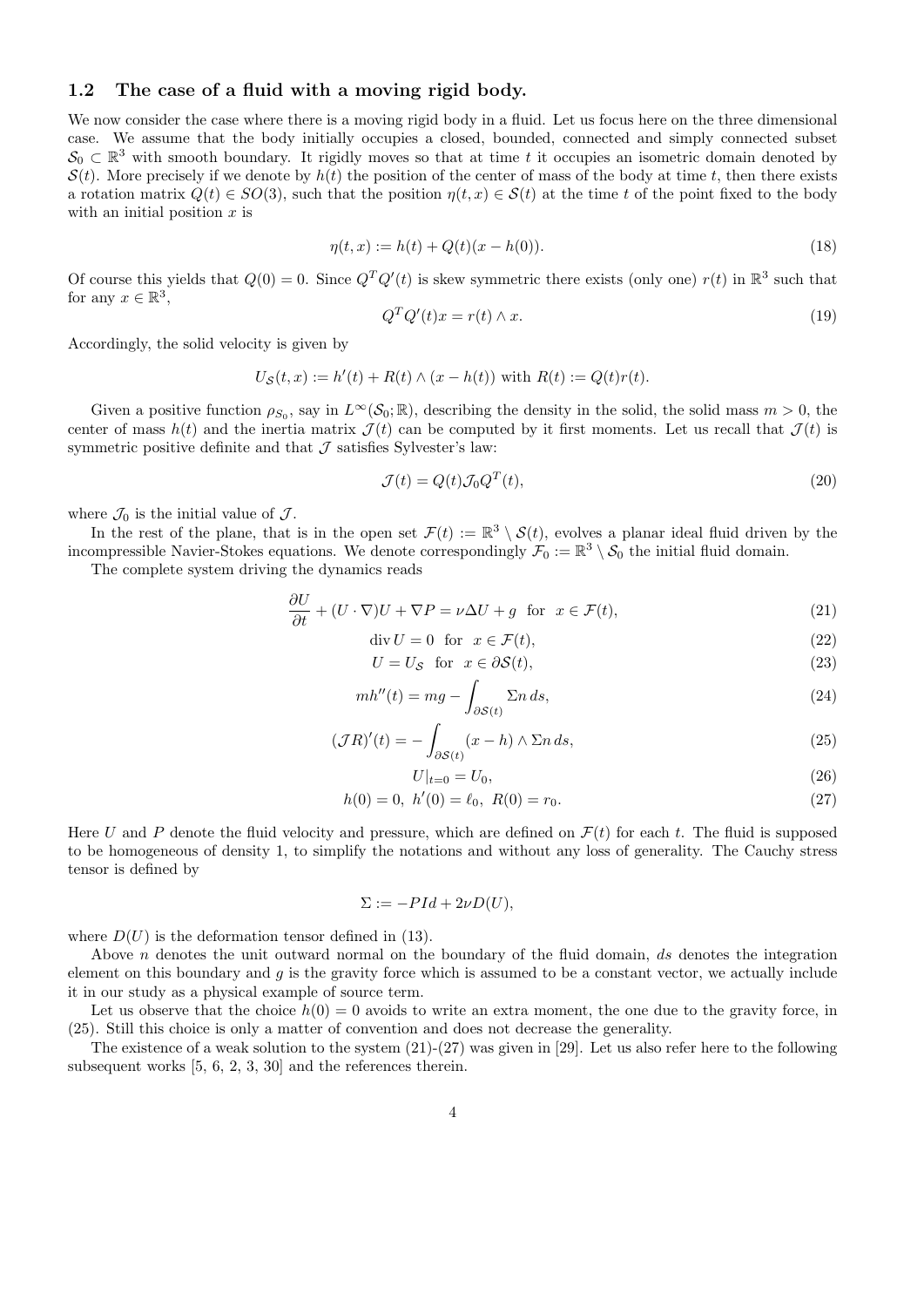### 1.2 The case of a fluid with a moving rigid body.

We now consider the case where there is a moving rigid body in a fluid. Let us focus here on the three dimensional case. We assume that the body initially occupies a closed, bounded, connected and simply connected subset $\mathcal{S}_0 \subset \mathbb{R}^3$ with smooth boundary. It rigidly moves so that at time $t$ it occupies an isometric domain denoted by $\mathcal{S}(t)$. More precisely if we denote by $h(t)$ the position of the center of mass of the body at time $t$, then there exists a rotation matrix $Q(t) \in SO(3)$, such that the position $\eta(t,x) \in \mathcal{S}(t)$ at the time $t$ of the point fixed to the body with an initial position $x$ is

$$\eta(t,x) := h(t) + Q(t)(x - h(0)). \tag{18}$$

Of course this yields that $Q(0) = 0$. Since $Q^T Q'(t)$ is skew symmetric there exists (only one) $r(t)$ in $\mathbb{R}^3$ such that for any $x \in \mathbb{R}^3$,

$$Q^T Q'(t)x = r(t) \wedge x. \tag{19}$$

Accordingly, the solid velocity is given by

$$U_{\mathcal{S}}(t,x) := h'(t) + R(t) \wedge (x - h(t)) \text{ with } R(t) := Q(t)r(t).$$

Given a positive function $\rho_{S_0}$, say in $L^\infty(\mathcal{S}_0;\mathbb{R})$, describing the density in the solid, the solid mass $m > 0$, the center of mass $h(t)$ and the inertia matrix $\mathcal{J}(t)$ can be computed by it first moments. Let us recall that $\mathcal{J}(t)$ is symmetric positive definite and that $\mathcal{J}$ satisfies Sylvester's law:

$$\mathcal{J}(t) = Q(t)\mathcal{J}_0 Q^T(t), \tag{20}$$

where $\mathcal{J}_0$ is the initial value of $\mathcal{J}$.

In the rest of the plane, that is in the open set $\mathcal{F}(t) := \mathbb{R}^3 \setminus \mathcal{S}(t)$, evolves a planar ideal fluid driven by the incompressible Navier-Stokes equations. We denote correspondingly $\mathcal{F}_0 := \mathbb{R}^3 \setminus \mathcal{S}_0$ the initial fluid domain.

The complete system driving the dynamics reads

$$\frac{\partial U}{\partial t} + (U \cdot \nabla)U + \nabla P = \nu \Delta U + g \quad \text{for} \quad x \in \mathcal{F}(t), \tag{21}$$

$$\operatorname{div} U = 0 \quad \text{for} \quad x \in \mathcal{F}(t), \tag{22}$$

$$U = U_{\mathcal{S}} \quad \text{for} \quad x \in \partial\mathcal{S}(t), \tag{23}$$

$$m h''(t) = mg - \int_{\partial\mathcal{S}(t)} \Sigma n \, ds, \tag{24}$$

$$(\mathcal{J}R)'(t) = -\int_{\partial\mathcal{S}(t)} (x - h) \wedge \Sigma n \, ds, \tag{25}$$

$$U|_{t=0} = U_0, \tag{26}$$

$$h(0) = 0, \; h'(0) = \ell_0, \; R(0) = r_0. \tag{27}$$

Here $U$ and $P$ denote the fluid velocity and pressure, which are defined on $\mathcal{F}(t)$ for each $t$. The fluid is supposed to be homogeneous of density 1, to simplify the notations and without any loss of generality. The Cauchy stress tensor is defined by

$$\Sigma := -P Id + 2\nu D(U),$$

where $D(U)$ is the deformation tensor defined in (13).

Above $n$ denotes the unit outward normal on the boundary of the fluid domain, $ds$ denotes the integration element on this boundary and $g$ is the gravity force which is assumed to be a constant vector, we actually include it in our study as a physical example of source term.

Let us observe that the choice $h(0) = 0$ avoids to write an extra moment, the one due to the gravity force, in (25). Still this choice is only a matter of convention and does not decrease the generality.

The existence of a weak solution to the system (21)-(27) was given in [29]. Let us also refer here to the following subsequent works [5, 6, 2, 3, 30] and the references therein.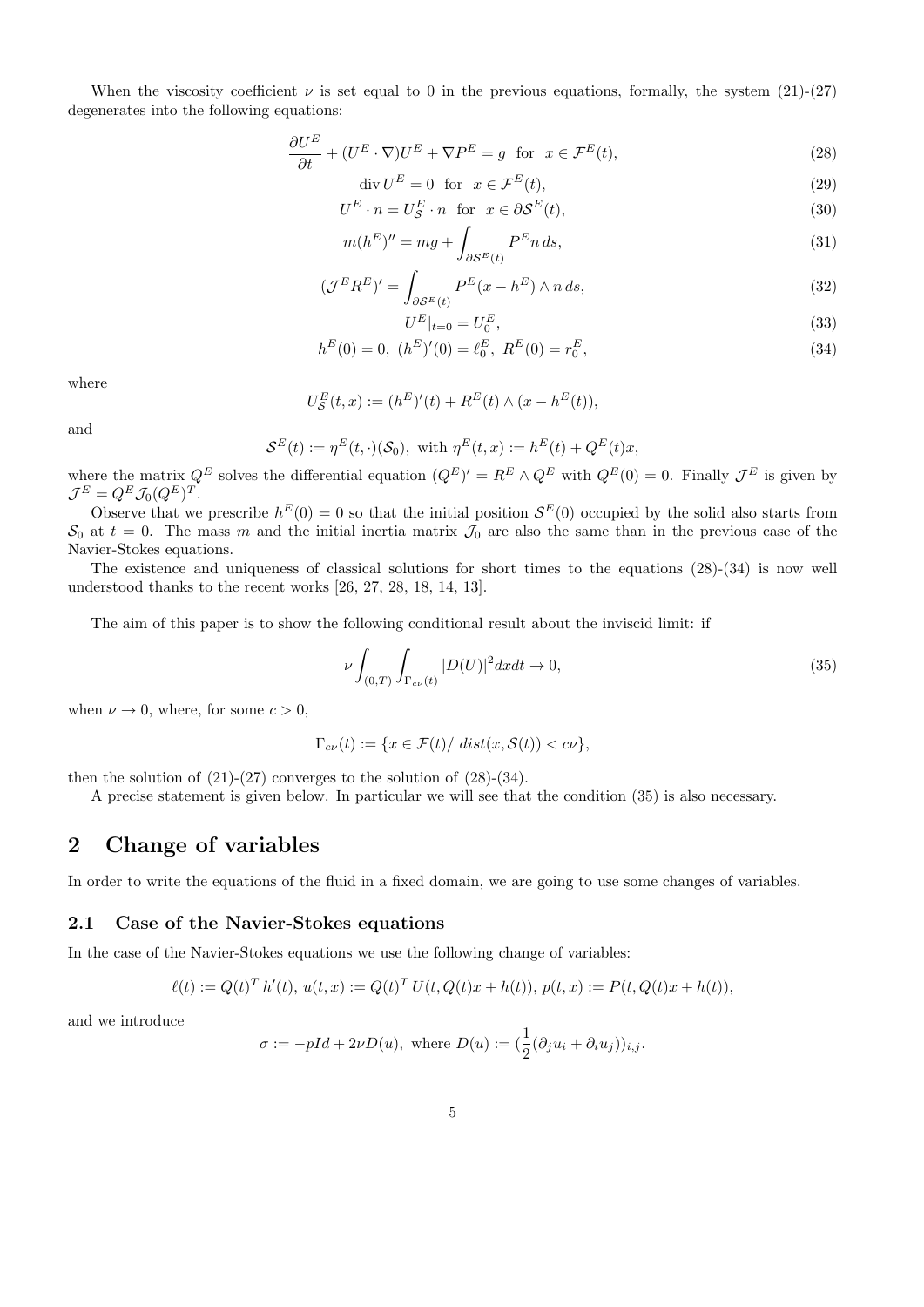When the viscosity coefficient $\nu$ is set equal to 0 in the previous equations, formally, the system (21)-(27) degenerates into the following equations:

$$\frac{\partial U^E}{\partial t} + (U^E \cdot \nabla)U^E + \nabla P^E = g \quad \text{for} \quad x \in \mathcal{F}^E(t), \tag{28}$$

$$\operatorname{div} U^E = 0 \quad \text{for} \quad x \in \mathcal{F}^E(t), \tag{29}$$

$$U^E \cdot n = U^E_{\mathcal{S}} \cdot n \quad \text{for} \quad x \in \partial\mathcal{S}^E(t), \tag{30}$$

$$m(h^E)'' = mg + \int_{\partial\mathcal{S}^E(t)} P^E n \, ds, \tag{31}$$

$$(\mathcal{J}^E R^E)' = \int_{\partial\mathcal{S}^E(t)} P^E (x - h^E) \wedge n \, ds, \tag{32}$$

$$U^E|_{t=0} = U^E_0, \tag{33}$$

$$h^E(0) = 0, \ (h^E)'(0) = \ell^E_0, \ R^E(0) = r^E_0, \tag{34}$$

where

$$U^E_{\mathcal{S}}(t,x) := (h^E)'(t) + R^E(t) \wedge (x - h^E(t)),$$

and

$$\mathcal{S}^E(t) := \eta^E(t,\cdot)(\mathcal{S}_0), \text{ with } \eta^E(t,x) := h^E(t) + Q^E(t)x,$$

where the matrix $Q^E$ solves the differential equation $(Q^E)' = R^E \wedge Q^E$ with $Q^E(0) = 0$. Finally $\mathcal{J}^E$ is given by $\mathcal{J}^E = Q^E \mathcal{J}_0 (Q^E)^T$.

Observe that we prescribe $h^E(0) = 0$ so that the initial position $\mathcal{S}^E(0)$ occupied by the solid also starts from $\mathcal{S}_0$ at $t = 0$. The mass $m$ and the initial inertia matrix $\mathcal{J}_0$ are also the same than in the previous case of the Navier-Stokes equations.

The existence and uniqueness of classical solutions for short times to the equations (28)-(34) is now well understood thanks to the recent works [26, 27, 28, 18, 14, 13].

The aim of this paper is to show the following conditional result about the inviscid limit: if

$$\nu \int_{(0,T)} \int_{\Gamma_{c\nu}(t)} |D(U)|^2 dx dt \to 0, \tag{35}$$

when $\nu \to 0$, where, for some $c > 0$,

$$\Gamma_{c\nu}(t) := \{x \in \mathcal{F}(t) / \ dist(x, \mathcal{S}(t)) < c\nu\},$$

then the solution of (21)-(27) converges to the solution of (28)-(34).

A precise statement is given below. In particular we will see that the condition (35) is also necessary.

## 2 Change of variables

In order to write the equations of the fluid in a fixed domain, we are going to use some changes of variables.

### 2.1 Case of the Navier-Stokes equations

In the case of the Navier-Stokes equations we use the following change of variables:

$$\ell(t) := Q(t)^T h'(t), \ u(t,x) := Q(t)^T U(t, Q(t)x + h(t)), \ p(t,x) := P(t, Q(t)x + h(t)),$$

and we introduce

$$\sigma := -pId + 2\nu D(u), \text{ where } D(u) := (\frac{1}{2}(\partial_j u_i + \partial_i u_j))_{i,j}.$$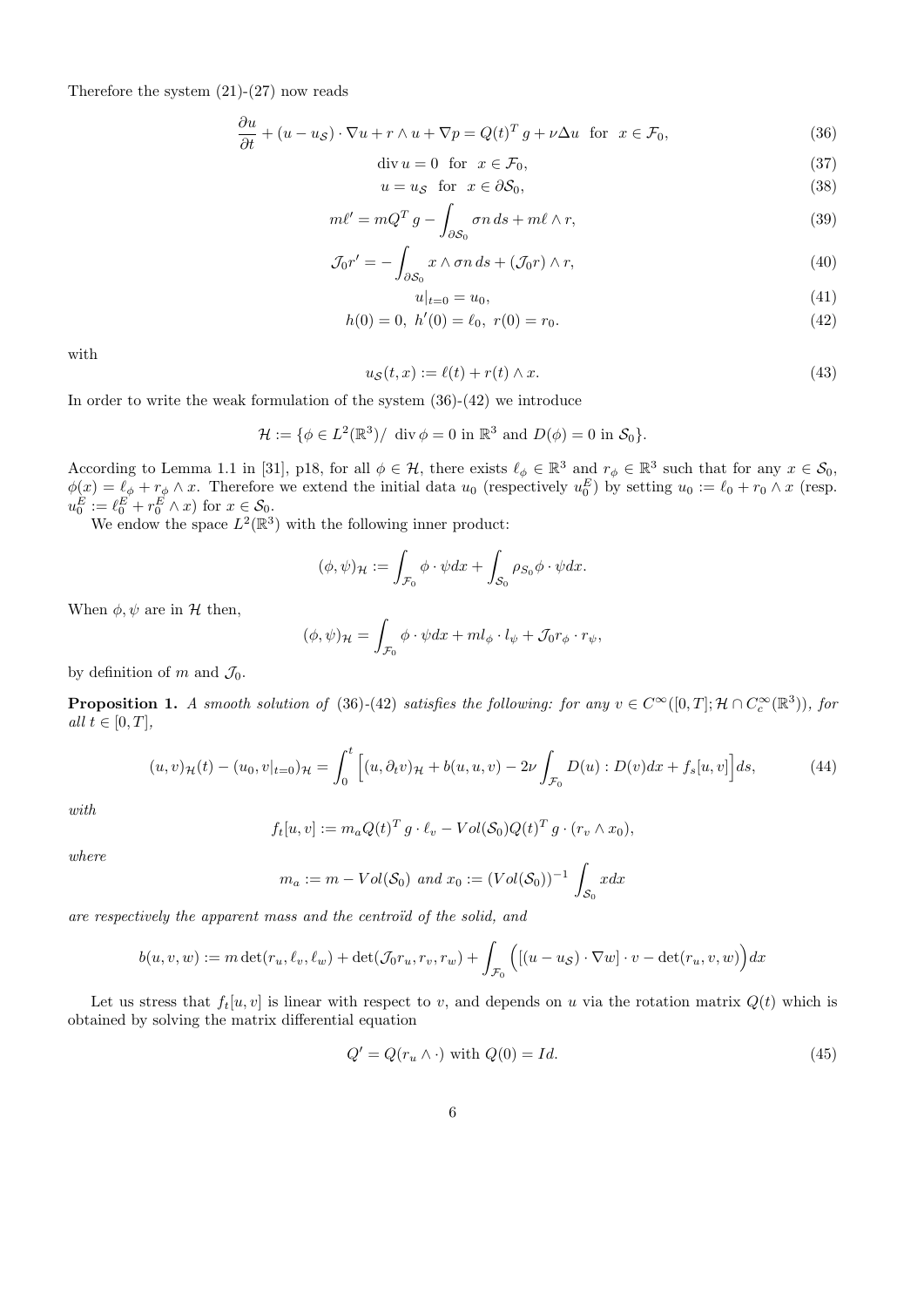Therefore the system (21)-(27) now reads

$$\frac{\partial u}{\partial t} + (u - u_{\mathcal{S}}) \cdot \nabla u + r \wedge u + \nabla p = Q(t)^T g + \nu \Delta u \quad \text{for} \quad x \in \mathcal{F}_0, \tag{36}$$

$$\operatorname{div} u = 0 \quad \text{for} \quad x \in \mathcal{F}_0, \tag{37}$$

$$u = u_{\mathcal{S}} \quad \text{for} \quad x \in \partial \mathcal{S}_0, \tag{38}$$

$$m\ell' = mQ^T g - \int_{\partial \mathcal{S}_0} \sigma n \, ds + m\ell \wedge r, \tag{39}$$

$$\mathcal{J}_0 r' = - \int_{\partial \mathcal{S}_0} x \wedge \sigma n \, ds + (\mathcal{J}_0 r) \wedge r, \tag{40}$$

$$u|_{t=0} = u_0, \tag{41}$$

$$h(0) = 0, \ h'(0) = \ell_0, \ r(0) = r_0. \tag{42}$$

with

$$u_{\mathcal{S}}(t,x) := \ell(t) + r(t) \wedge x. \tag{43}$$

In order to write the weak formulation of the system (36)-(42) we introduce

$$\mathcal{H} := \{\phi \in L^2(\mathbb{R}^3) / \ \operatorname{div} \phi = 0 \text{ in } \mathbb{R}^3 \text{ and } D(\phi) = 0 \text{ in } \mathcal{S}_0\}.$$

According to Lemma 1.1 in [31], p18, for all $\phi \in \mathcal{H}$, there exists $\ell_\phi \in \mathbb{R}^3$ and $r_\phi \in \mathbb{R}^3$ such that for any $x \in \mathcal{S}_0$, $\phi(x) = \ell_\phi + r_\phi \wedge x$. Therefore we extend the initial data $u_0$ (respectively $u_0^E$) by setting $u_0 := \ell_0 + r_0 \wedge x$ (resp. $u_0^E := \ell_0^E + r_0^E \wedge x$) for $x \in \mathcal{S}_0$.

We endow the space $L^2(\mathbb{R}^3)$ with the following inner product:

$$(\phi, \psi)_{\mathcal{H}} := \int_{\mathcal{F}_0} \phi \cdot \psi dx + \int_{\mathcal{S}_0} \rho_{S_0} \phi \cdot \psi dx.$$

When $\phi, \psi$ are in $\mathcal{H}$ then,

$$(\phi, \psi)_{\mathcal{H}} = \int_{\mathcal{F}_0} \phi \cdot \psi dx + m l_\phi \cdot l_\psi + \mathcal{J}_0 r_\phi \cdot r_\psi,$$

by definition of $m$ and $\mathcal{J}_0$.

**Proposition 1.** *A smooth solution of (36)-(42) satisfies the following: for any $v \in C^\infty([0,T]; \mathcal{H} \cap C_c^\infty(\mathbb{R}^3))$, for all $t \in [0,T]$,*

$$(u,v)_{\mathcal{H}}(t) - (u_0, v|_{t=0})_{\mathcal{H}} = \int_0^t \Big[ (u, \partial_t v)_{\mathcal{H}} + b(u,u,v) - 2\nu \int_{\mathcal{F}_0} D(u) : D(v) dx + f_s[u,v] \Big] ds, \tag{44}$$

*with*

$$f_t[u,v] := m_a Q(t)^T g \cdot \ell_v - Vol(\mathcal{S}_0) Q(t)^T g \cdot (r_v \wedge x_0),$$

*where*

$$m_a := m - Vol(\mathcal{S}_0) \text{ and } x_0 := (Vol(\mathcal{S}_0))^{-1} \int_{\mathcal{S}_0} x dx$$

*are respectively the apparent mass and the centroïd of the solid, and*

$$b(u,v,w) := m \det(r_u, \ell_v, \ell_w) + \det(\mathcal{J}_0 r_u, r_v, r_w) + \int_{\mathcal{F}_0} \Big( [(u - u_{\mathcal{S}}) \cdot \nabla w] \cdot v - \det(r_u, v, w) \Big) dx$$

Let us stress that $f_t[u,v]$ is linear with respect to $v$, and depends on $u$ via the rotation matrix $Q(t)$ which is obtained by solving the matrix differential equation

$$Q' = Q(r_u \wedge \cdot) \text{ with } Q(0) = Id. \tag{45}$$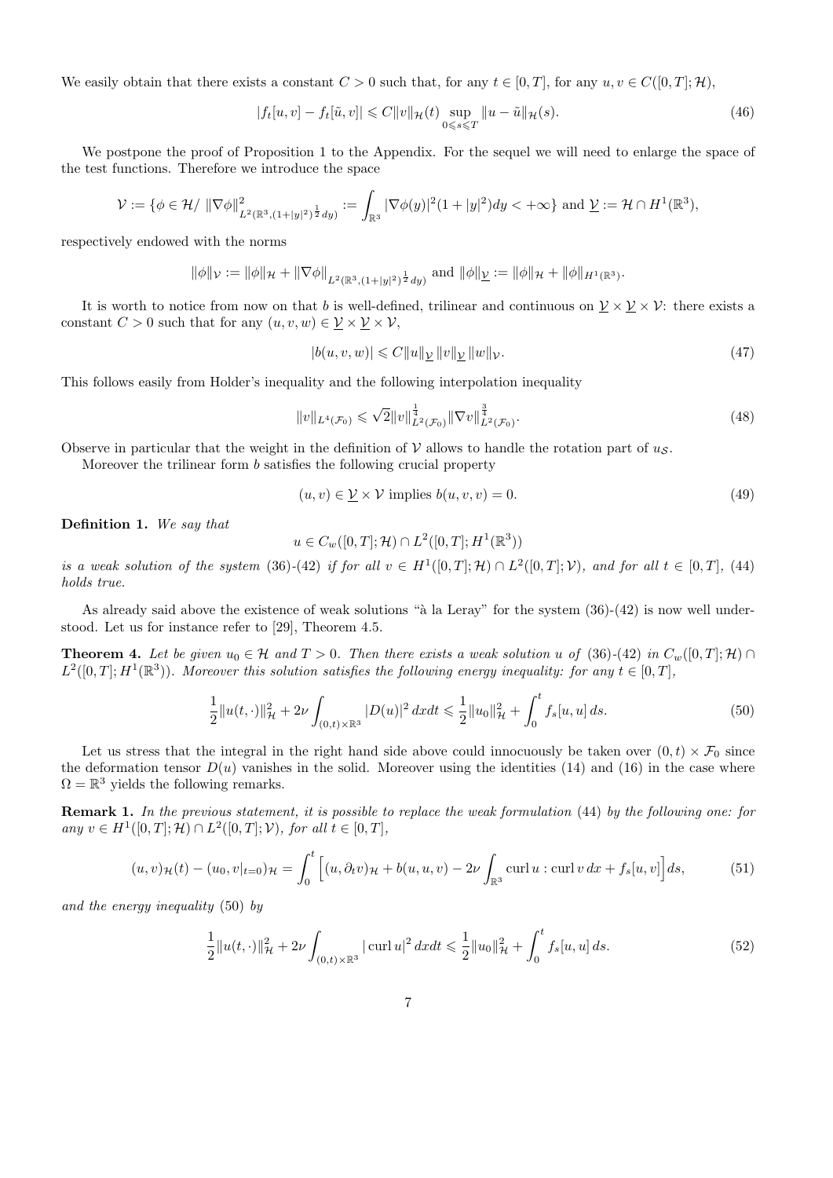We easily obtain that there exists a constant $C > 0$ such that, for any $t \in [0, T]$, for any $u, v \in C([0, T]; \mathcal{H})$,

$$
|f_t[u, v] - f_t[\tilde{u}, v]| \leqslant C \|v\|_{\mathcal{H}}(t) \sup_{0 \leqslant s \leqslant T} \|u - \tilde{u}\|_{\mathcal{H}}(s). \tag{46}
$$

We postpone the proof of Proposition 1 to the Appendix. For the sequel we will need to enlarge the space of the test functions. Therefore we introduce the space

$$
\mathcal{V} := \{\phi \in \mathcal{H} / \ \|\nabla \phi\|^2_{L^2(\mathbb{R}^3, (1+|y|^2)^{\frac{1}{2}} dy)} := \int_{\mathbb{R}^3} |\nabla \phi(y)|^2 (1 + |y|^2) dy < +\infty\} \text{ and } \underline{\mathcal{V}} := \mathcal{H} \cap H^1(\mathbb{R}^3),
$$

respectively endowed with the norms

$$
\|\phi\|_{\mathcal{V}} := \|\phi\|_{\mathcal{H}} + \|\nabla \phi\|_{L^2(\mathbb{R}^3, (1+|y|^2)^{\frac{1}{2}} dy)} \text{ and } \|\phi\|_{\underline{\mathcal{V}}} := \|\phi\|_{\mathcal{H}} + \|\phi\|_{H^1(\mathbb{R}^3)}.
$$

It is worth to notice from now on that $b$ is well-defined, trilinear and continuous on $\underline{\mathcal{V}} \times \underline{\mathcal{V}} \times \mathcal{V}$: there exists a constant $C > 0$ such that for any $(u, v, w) \in \underline{\mathcal{V}} \times \underline{\mathcal{V}} \times \mathcal{V}$,

$$
|b(u, v, w)| \leqslant C \|u\|_{\underline{\mathcal{V}}} \|v\|_{\underline{\mathcal{V}}} \|w\|_{\mathcal{V}}. \tag{47}
$$

This follows easily from Holder's inequality and the following interpolation inequality

$$
\|v\|_{L^4(\mathcal{F}_0)} \leqslant \sqrt{2} \|v\|^{\frac{1}{4}}_{L^2(\mathcal{F}_0)} \|\nabla v\|^{\frac{3}{4}}_{L^2(\mathcal{F}_0)}. \tag{48}
$$

Observe in particular that the weight in the definition of $\mathcal{V}$ allows to handle the rotation part of $u_{\mathcal{S}}$.

Moreover the trilinear form $b$ satisfies the following crucial property

$$
(u, v) \in \underline{\mathcal{V}} \times \mathcal{V} \text{ implies } b(u, v, v) = 0. \tag{49}
$$

**Definition 1.** *We say that*

$$
u \in C_w([0, T]; \mathcal{H}) \cap L^2([0, T]; H^1(\mathbb{R}^3))
$$

*is a weak solution of the system* (36)-(42) *if for all $v \in H^1([0, T]; \mathcal{H}) \cap L^2([0, T]; \mathcal{V})$, and for all $t \in [0, T]$,* (44) *holds true.*

As already said above the existence of weak solutions "à la Leray" for the system (36)-(42) is now well understood. Let us for instance refer to [29], Theorem 4.5.

**Theorem 4.** *Let be given $u_0 \in \mathcal{H}$ and $T > 0$. Then there exists a weak solution $u$ of* (36)-(42) *in $C_w([0, T]; \mathcal{H}) \cap L^2([0, T]; H^1(\mathbb{R}^3))$. Moreover this solution satisfies the following energy inequality: for any $t \in [0, T]$,*

$$
\frac{1}{2} \|u(t, \cdot)\|^2_{\mathcal{H}} + 2\nu \int_{(0,t) \times \mathbb{R}^3} |D(u)|^2 \, dx dt \leqslant \frac{1}{2} \|u_0\|^2_{\mathcal{H}} + \int_0^t f_s[u, u] \, ds. \tag{50}
$$

Let us stress that the integral in the right hand side above could innocuously be taken over $(0, t) \times \mathcal{F}_0$ since the deformation tensor $D(u)$ vanishes in the solid. Moreover using the identities (14) and (16) in the case where $\Omega = \mathbb{R}^3$ yields the following remarks.

**Remark 1.** *In the previous statement, it is possible to replace the weak formulation* (44) *by the following one: for any $v \in H^1([0, T]; \mathcal{H}) \cap L^2([0, T]; \mathcal{V})$, for all $t \in [0, T]$,*

$$
(u, v)_{\mathcal{H}}(t) - (u_0, v|_{t=0})_{\mathcal{H}} = \int_0^t \Big[ (u, \partial_t v)_{\mathcal{H}} + b(u, u, v) - 2\nu \int_{\mathbb{R}^3} \operatorname{curl} u : \operatorname{curl} v \, dx + f_s[u, v] \Big] ds, \tag{51}
$$

*and the energy inequality* (50) *by*

$$
\frac{1}{2} \|u(t, \cdot)\|^2_{\mathcal{H}} + 2\nu \int_{(0,t) \times \mathbb{R}^3} |\operatorname{curl} u|^2 \, dx dt \leqslant \frac{1}{2} \|u_0\|^2_{\mathcal{H}} + \int_0^t f_s[u, u] \, ds. \tag{52}
$$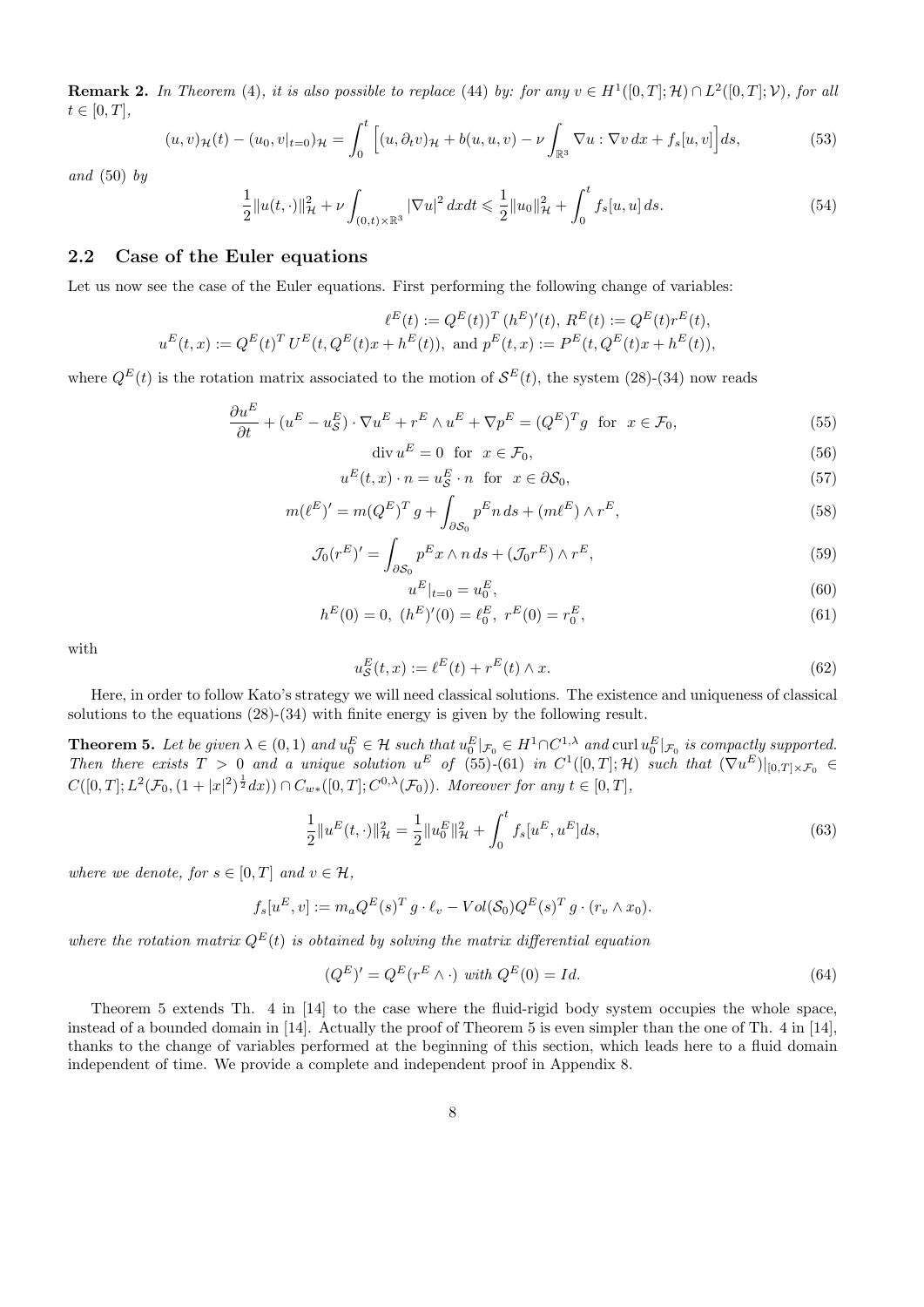**Remark 2.** *In Theorem (4), it is also possible to replace (44) by: for any $v \in H^1([0,T];\mathcal{H}) \cap L^2([0,T];\mathcal{V})$, for all $t \in [0,T]$,*

$$(u,v)_{\mathcal{H}}(t) - (u_0, v|_{t=0})_{\mathcal{H}} = \int_0^t \Big[(u, \partial_t v)_{\mathcal{H}} + b(u,u,v) - \nu \int_{\mathbb{R}^3} \nabla u : \nabla v \, dx + f_s[u,v]\Big] ds, \tag{53}$$

*and (50) by*

$$\frac{1}{2}\|u(t,\cdot)\|^2_{\mathcal{H}} + \nu \int_{(0,t)\times\mathbb{R}^3} |\nabla u|^2 \, dx dt \leqslant \frac{1}{2}\|u_0\|^2_{\mathcal{H}} + \int_0^t f_s[u,u] \, ds. \tag{54}$$

## 2.2 Case of the Euler equations

Let us now see the case of the Euler equations. First performing the following change of variables:

$$\ell^E(t) := Q^E(t))^T (h^E)'(t), \; R^E(t) := Q^E(t) r^E(t),$$
$$u^E(t,x) := Q^E(t)^T \, U^E(t, Q^E(t)x + h^E(t)), \text{ and } p^E(t,x) := P^E(t, Q^E(t)x + h^E(t)),$$

where $Q^E(t)$ is the rotation matrix associated to the motion of $\mathcal{S}^E(t)$, the system (28)-(34) now reads

$$\frac{\partial u^E}{\partial t} + (u^E - u^E_{\mathcal{S}}) \cdot \nabla u^E + r^E \wedge u^E + \nabla p^E = (Q^E)^T g \quad \text{for} \quad x \in \mathcal{F}_0, \tag{55}$$

$$\operatorname{div} u^E = 0 \quad \text{for} \quad x \in \mathcal{F}_0, \tag{56}$$

$$u^E(t,x) \cdot n = u^E_{\mathcal{S}} \cdot n \quad \text{for} \quad x \in \partial\mathcal{S}_0, \tag{57}$$

$$m(\ell^E)' = m(Q^E)^T g + \int_{\partial\mathcal{S}_0} p^E n \, ds + (m\ell^E) \wedge r^E, \tag{58}$$

$$\mathcal{J}_0 (r^E)' = \int_{\partial\mathcal{S}_0} p^E x \wedge n \, ds + (\mathcal{J}_0 r^E) \wedge r^E, \tag{59}$$

$$u^E|_{t=0} = u^E_0, \tag{60}$$

$$h^E(0) = 0, \; (h^E)'(0) = \ell^E_0, \; r^E(0) = r^E_0, \tag{61}$$

with

$$u^E_{\mathcal{S}}(t,x) := \ell^E(t) + r^E(t) \wedge x. \tag{62}$$

Here, in order to follow Kato's strategy we will need classical solutions. The existence and uniqueness of classical solutions to the equations (28)-(34) with finite energy is given by the following result.

**Theorem 5.** *Let be given $\lambda \in (0,1)$ and $u^E_0 \in \mathcal{H}$ such that $u^E_0|_{\mathcal{F}_0} \in H^1 \cap C^{1,\lambda}$ and $\operatorname{curl} u^E_0|_{\mathcal{F}_0}$ is compactly supported. Then there exists $T > 0$ and a unique solution $u^E$ of (55)-(61) in $C^1([0,T];\mathcal{H})$ such that $(\nabla u^E)|_{[0,T]\times\mathcal{F}_0} \in C([0,T]; L^2(\mathcal{F}_0, (1+|x|^2)^{\frac{1}{2}} dx)) \cap C_{w*}([0,T]; C^{0,\lambda}(\mathcal{F}_0))$. Moreover for any $t \in [0,T]$,*

$$\frac{1}{2}\|u^E(t,\cdot)\|^2_{\mathcal{H}} = \frac{1}{2}\|u^E_0\|^2_{\mathcal{H}} + \int_0^t f_s[u^E, u^E] ds, \tag{63}$$

*where we denote, for $s \in [0,T]$ and $v \in \mathcal{H}$,*

$$f_s[u^E, v] := m_a Q^E(s)^T g \cdot \ell_v - Vol(\mathcal{S}_0) Q^E(s)^T g \cdot (r_v \wedge x_0).$$

*where the rotation matrix $Q^E(t)$ is obtained by solving the matrix differential equation*

$$(Q^E)' = Q^E(r^E \wedge \cdot) \text{ with } Q^E(0) = Id. \tag{64}$$

Theorem 5 extends Th. 4 in [14] to the case where the fluid-rigid body system occupies the whole space, instead of a bounded domain in [14]. Actually the proof of Theorem 5 is even simpler than the one of Th. 4 in [14], thanks to the change of variables performed at the beginning of this section, which leads here to a fluid domain independent of time. We provide a complete and independent proof in Appendix 8.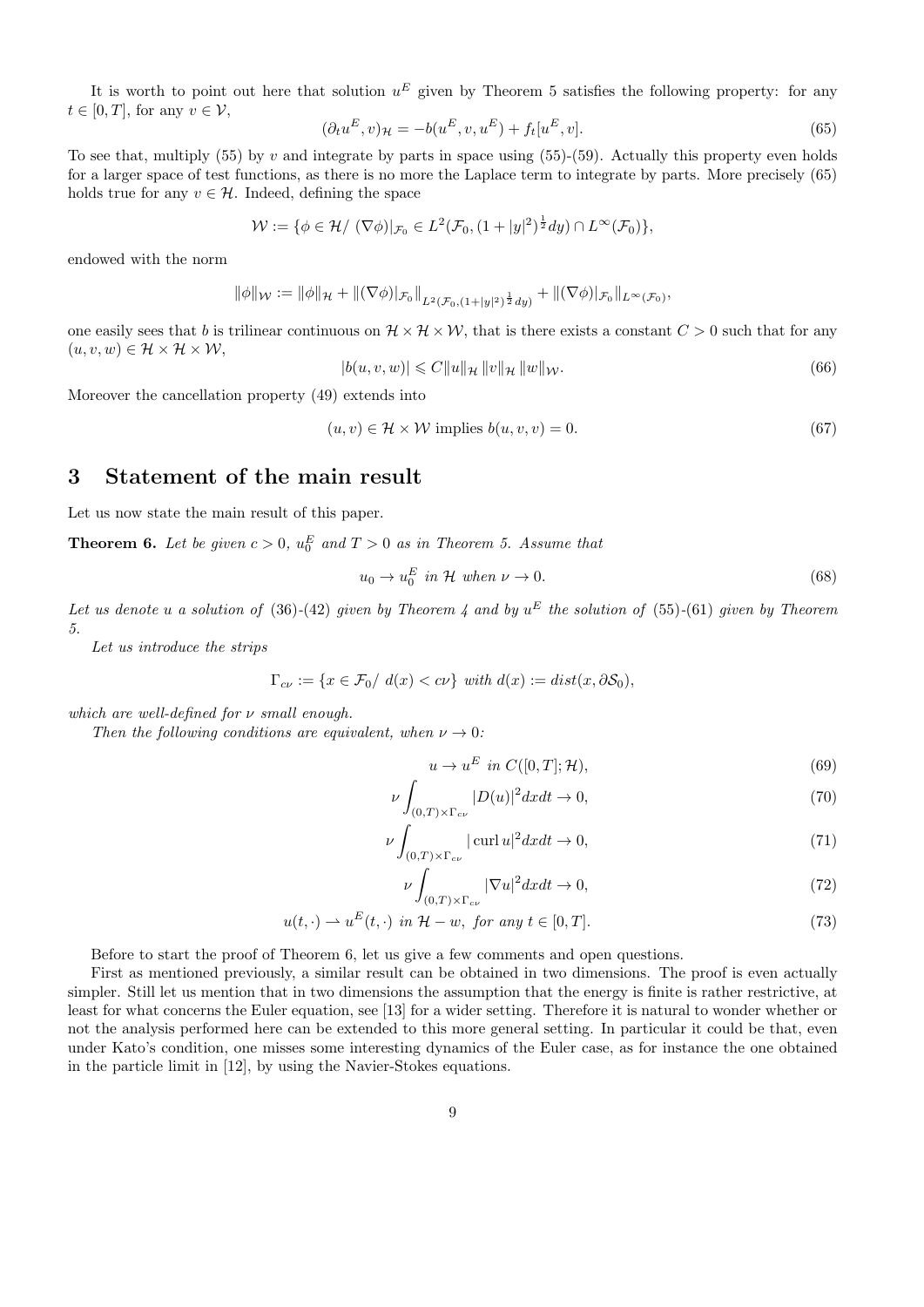It is worth to point out here that solution $u^E$ given by Theorem 5 satisfies the following property: for any $t \in [0,T]$, for any $v \in \mathcal{V}$,

$$(\partial_t u^E, v)_{\mathcal{H}} = -b(u^E, v, u^E) + f_t[u^E, v]. \tag{65}$$

To see that, multiply (55) by $v$ and integrate by parts in space using (55)-(59). Actually this property even holds for a larger space of test functions, as there is no more the Laplace term to integrate by parts. More precisely (65) holds true for any $v \in \mathcal{H}$. Indeed, defining the space

$$\mathcal{W} := \{\phi \in \mathcal{H} / \ (\nabla \phi)|_{\mathcal{F}_0} \in L^2(\mathcal{F}_0, (1+|y|^2)^{\frac{1}{2}} dy) \cap L^\infty(\mathcal{F}_0)\},$$

endowed with the norm

$$\|\phi\|_{\mathcal{W}} := \|\phi\|_{\mathcal{H}} + \|(\nabla\phi)|_{\mathcal{F}_0}\|_{L^2(\mathcal{F}_0,(1+|y|^2)^{\frac{1}{2}} dy)} + \|(\nabla\phi)|_{\mathcal{F}_0}\|_{L^\infty(\mathcal{F}_0)},$$

one easily sees that $b$ is trilinear continuous on $\mathcal{H} \times \mathcal{H} \times \mathcal{W}$, that is there exists a constant $C > 0$ such that for any $(u, v, w) \in \mathcal{H} \times \mathcal{H} \times \mathcal{W}$,

$$|b(u, v, w)| \leqslant C \|u\|_{\mathcal{H}} \|v\|_{\mathcal{H}} \|w\|_{\mathcal{W}}. \tag{66}$$

Moreover the cancellation property (49) extends into

$$(u, v) \in \mathcal{H} \times \mathcal{W} \text{ implies } b(u, v, v) = 0. \tag{67}$$

## 3 Statement of the main result

Let us now state the main result of this paper.

**Theorem 6.** *Let be given $c > 0$, $u_0^E$ and $T > 0$ as in Theorem 5. Assume that*

$$u_0 \to u_0^E \text{ in } \mathcal{H} \text{ when } \nu \to 0. \tag{68}$$

*Let us denote $u$ a solution of (36)-(42) given by Theorem 4 and by $u^E$ the solution of (55)-(61) given by Theorem 5.*

*Let us introduce the strips*

$$\Gamma_{c\nu} := \{x \in \mathcal{F}_0 / \ d(x) < c\nu\} \text{ with } d(x) := dist(x, \partial\mathcal{S}_0),$$

*which are well-defined for $\nu$ small enough.*

*Then the following conditions are equivalent, when $\nu \to 0$:*

$$u \to u^E \text{ in } C([0,T]; \mathcal{H}), \tag{69}$$

$$\nu \int_{(0,T)\times\Gamma_{c\nu}} |D(u)|^2 dx dt \to 0, \tag{70}$$

$$\nu \int_{(0,T)\times\Gamma_{c\nu}} |\operatorname{curl} u|^2 dx dt \to 0, \tag{71}$$

$$\nu \int_{(0,T)\times\Gamma_{c\nu}} |\nabla u|^2 dx dt \to 0, \tag{72}$$

$$u(t,\cdot) \rightharpoonup u^E(t,\cdot) \text{ in } \mathcal{H} - w, \text{ for any } t \in [0,T]. \tag{73}$$

Before to start the proof of Theorem 6, let us give a few comments and open questions.

First as mentioned previously, a similar result can be obtained in two dimensions. The proof is even actually simpler. Still let us mention that in two dimensions the assumption that the energy is finite is rather restrictive, at least for what concerns the Euler equation, see [13] for a wider setting. Therefore it is natural to wonder whether or not the analysis performed here can be extended to this more general setting. In particular it could be that, even under Kato's condition, one misses some interesting dynamics of the Euler case, as for instance the one obtained in the particle limit in [12], by using the Navier-Stokes equations.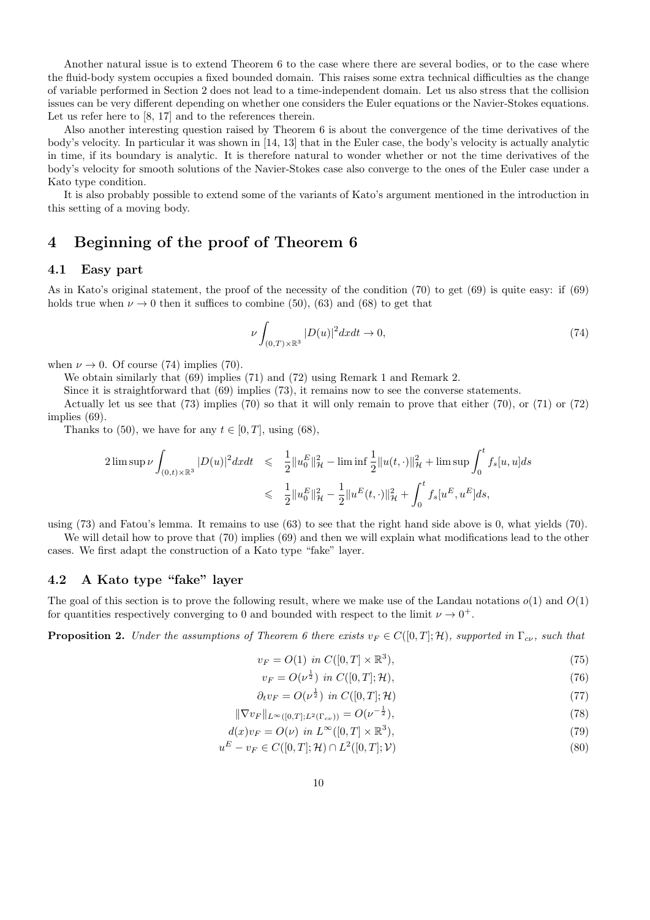Another natural issue is to extend Theorem 6 to the case where there are several bodies, or to the case where the fluid-body system occupies a fixed bounded domain. This raises some extra technical difficulties as the change of variable performed in Section 2 does not lead to a time-independent domain. Let us also stress that the collision issues can be very different depending on whether one considers the Euler equations or the Navier-Stokes equations. Let us refer here to [8, 17] and to the references therein.

Also another interesting question raised by Theorem 6 is about the convergence of the time derivatives of the body's velocity. In particular it was shown in [14, 13] that in the Euler case, the body's velocity is actually analytic in time, if its boundary is analytic. It is therefore natural to wonder whether or not the time derivatives of the body's velocity for smooth solutions of the Navier-Stokes case also converge to the ones of the Euler case under a Kato type condition.

It is also probably possible to extend some of the variants of Kato's argument mentioned in the introduction in this setting of a moving body.

# 4 Beginning of the proof of Theorem 6

## 4.1 Easy part

As in Kato's original statement, the proof of the necessity of the condition (70) to get (69) is quite easy: if (69) holds true when $\nu \to 0$ then it suffices to combine (50), (63) and (68) to get that

$$\nu \int_{(0,T)\times\mathbb{R}^3} |D(u)|^2 dx dt \to 0, \tag{74}$$

when $\nu \to 0$. Of course (74) implies (70).

We obtain similarly that (69) implies (71) and (72) using Remark 1 and Remark 2.

Since it is straightforward that (69) implies (73), it remains now to see the converse statements.

Actually let us see that (73) implies (70) so that it will only remain to prove that either (70), or (71) or (72) implies (69).

Thanks to (50), we have for any $t \in [0,T]$, using (68),

$$\begin{aligned} 2 \limsup \nu \int_{(0,t)\times\mathbb{R}^3} |D(u)|^2 dx dt &\leqslant \frac{1}{2}\|u_0^E\|^2_{\mathcal{H}} - \liminf \frac{1}{2}\|u(t,\cdot)\|^2_{\mathcal{H}} + \limsup \int_0^t f_s[u,u] ds \\ &\leqslant \frac{1}{2}\|u_0^E\|^2_{\mathcal{H}} - \frac{1}{2}\|u^E(t,\cdot)\|^2_{\mathcal{H}} + \int_0^t f_s[u^E,u^E] ds, \end{aligned}$$

using (73) and Fatou's lemma. It remains to use (63) to see that the right hand side above is 0, what yields (70).

We will detail how to prove that (70) implies (69) and then we will explain what modifications lead to the other cases. We first adapt the construction of a Kato type "fake" layer.

## 4.2 A Kato type "fake" layer

The goal of this section is to prove the following result, where we make use of the Landau notations $o(1)$ and $O(1)$ for quantities respectively converging to 0 and bounded with respect to the limit $\nu \to 0^+$.

**Proposition 2.** *Under the assumptions of Theorem 6 there exists $v_F \in C([0,T];\mathcal{H})$, supported in $\Gamma_{c\nu}$, such that*

$$v_F = O(1) \text{ in } C([0,T]\times\mathbb{R}^3), \tag{75}$$

$$v_F = O(\nu^{\frac{1}{2}}) \text{ in } C([0,T];\mathcal{H}), \tag{76}$$

$$\partial_t v_F = O(\nu^{\frac{1}{2}}) \text{ in } C([0,T];\mathcal{H}) \tag{77}$$

$$\|\nabla v_F\|_{L^\infty([0,T];L^2(\Gamma_{c\nu}))} = O(\nu^{-\frac{1}{2}}), \tag{78}$$

$$d(x) v_F = O(\nu) \text{ in } L^\infty([0,T]\times\mathbb{R}^3), \tag{79}$$

$$u^E - v_F \in C([0,T];\mathcal{H}) \cap L^2([0,T];\mathcal{V}) \tag{80}$$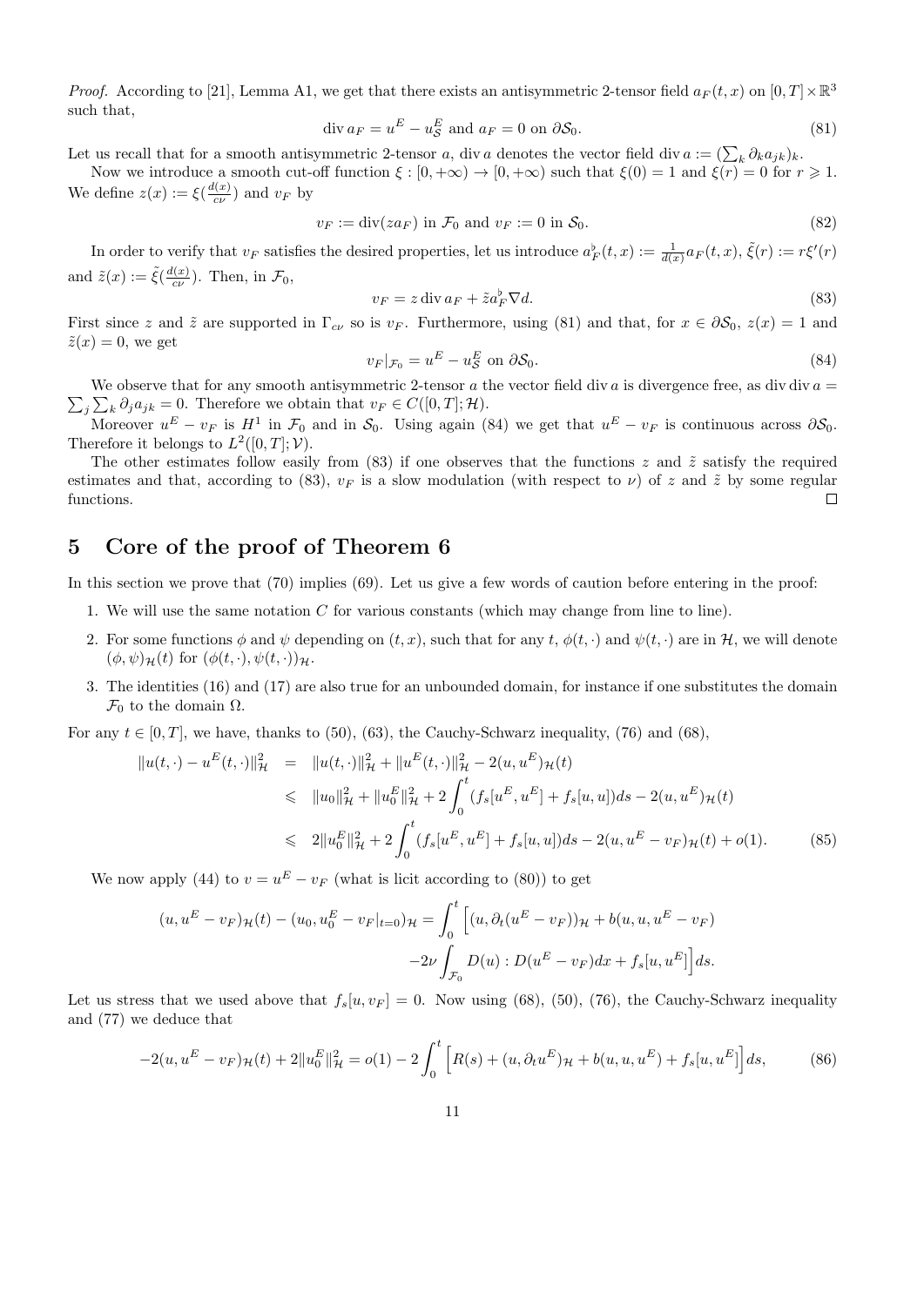*Proof.* According to [21], Lemma A1, we get that there exists an antisymmetric 2-tensor field $a_F(t,x)$ on $[0,T]\times\mathbb{R}^3$ such that,

$$\operatorname{div} a_F = u^E - u^E_{\mathcal{S}} \text{ and } a_F = 0 \text{ on } \partial\mathcal{S}_0. \tag{81}$$

Let us recall that for a smooth antisymmetric 2-tensor $a$, $\operatorname{div} a$ denotes the vector field $\operatorname{div} a := (\sum_k \partial_k a_{jk})_k$.

Now we introduce a smooth cut-off function $\xi : [0,+\infty) \to [0,+\infty)$ such that $\xi(0) = 1$ and $\xi(r) = 0$ for $r \geqslant 1$. We define $z(x) := \xi(\frac{d(x)}{c\nu})$ and $v_F$ by

$$v_F := \operatorname{div}(z a_F) \text{ in } \mathcal{F}_0 \text{ and } v_F := 0 \text{ in } \mathcal{S}_0. \tag{82}$$

In order to verify that $v_F$ satisfies the desired properties, let us introduce $a^\flat_F(t,x) := \frac{1}{d(x)} a_F(t,x)$, $\tilde{\xi}(r) := r\xi'(r)$ and $\tilde{z}(x) := \tilde{\xi}(\frac{d(x)}{c\nu})$. Then, in $\mathcal{F}_0$,

$$v_F = z \operatorname{div} a_F + \tilde{z} a^\flat_F \nabla d. \tag{83}$$

First since $z$ and $\tilde{z}$ are supported in $\Gamma_{c\nu}$ so is $v_F$. Furthermore, using (81) and that, for $x \in \partial\mathcal{S}_0$, $z(x) = 1$ and $\tilde{z}(x) = 0$, we get

$$v_F|_{\mathcal{F}_0} = u^E - u^E_{\mathcal{S}} \text{ on } \partial\mathcal{S}_0. \tag{84}$$

We observe that for any smooth antisymmetric 2-tensor $a$ the vector field $\operatorname{div} a$ is divergence free, as $\operatorname{div}\operatorname{div} a = \sum_j \sum_k \partial_j a_{jk} = 0$. Therefore we obtain that $v_F \in C([0,T];\mathcal{H})$.

Moreover $u^E - v_F$ is $H^1$ in $\mathcal{F}_0$ and in $\mathcal{S}_0$. Using again (84) we get that $u^E - v_F$ is continuous across $\partial\mathcal{S}_0$. Therefore it belongs to $L^2([0,T];\mathcal{V})$.

The other estimates follow easily from (83) if one observes that the functions $z$ and $\tilde{z}$ satisfy the required estimates and that, according to (83), $v_F$ is a slow modulation (with respect to $\nu$) of $z$ and $\tilde{z}$ by some regular functions. $\square$

# 5 Core of the proof of Theorem 6

In this section we prove that (70) implies (69). Let us give a few words of caution before entering in the proof:

1. We will use the same notation $C$ for various constants (which may change from line to line).
2. For some functions $\phi$ and $\psi$ depending on $(t,x)$, such that for any $t$, $\phi(t,\cdot)$ and $\psi(t,\cdot)$ are in $\mathcal{H}$, we will denote $(\phi,\psi)_{\mathcal{H}}(t)$ for $(\phi(t,\cdot),\psi(t,\cdot))_{\mathcal{H}}$.
3. The identities (16) and (17) are also true for an unbounded domain, for instance if one substitutes the domain $\mathcal{F}_0$ to the domain $\Omega$.

For any $t \in [0,T]$, we have, thanks to (50), (63), the Cauchy-Schwarz inequality, (76) and (68),

$$\begin{aligned}
\|u(t,\cdot) - u^E(t,\cdot)\|^2_{\mathcal{H}} &= \|u(t,\cdot)\|^2_{\mathcal{H}} + \|u^E(t,\cdot)\|^2_{\mathcal{H}} - 2(u,u^E)_{\mathcal{H}}(t) \\
&\leqslant \|u_0\|^2_{\mathcal{H}} + \|u^E_0\|^2_{\mathcal{H}} + 2\int_0^t (f_s[u^E,u^E] + f_s[u,u])ds - 2(u,u^E)_{\mathcal{H}}(t) \\
&\leqslant 2\|u^E_0\|^2_{\mathcal{H}} + 2\int_0^t (f_s[u^E,u^E] + f_s[u,u])ds - 2(u,u^E - v_F)_{\mathcal{H}}(t) + o(1).
\end{aligned} \tag{85}$$

We now apply (44) to $v = u^E - v_F$ (what is licit according to (80)) to get

$$\begin{aligned}
(u, u^E - v_F)_{\mathcal{H}}(t) - (u_0, u^E_0 - v_F|_{t=0})_{\mathcal{H}} = \int_0^t \Big[ &(u, \partial_t(u^E - v_F))_{\mathcal{H}} + b(u,u,u^E - v_F) \\
&-2\nu \int_{\mathcal{F}_0} D(u) : D(u^E - v_F)dx + f_s[u,u^E]\Big] ds.
\end{aligned}$$

Let us stress that we used above that $f_s[u,v_F] = 0$. Now using (68), (50), (76), the Cauchy-Schwarz inequality and (77) we deduce that

$$-2(u,u^E - v_F)_{\mathcal{H}}(t) + 2\|u^E_0\|^2_{\mathcal{H}} = o(1) - 2\int_0^t \Big[R(s) + (u,\partial_t u^E)_{\mathcal{H}} + b(u,u,u^E) + f_s[u,u^E]\Big] ds, \tag{86}$$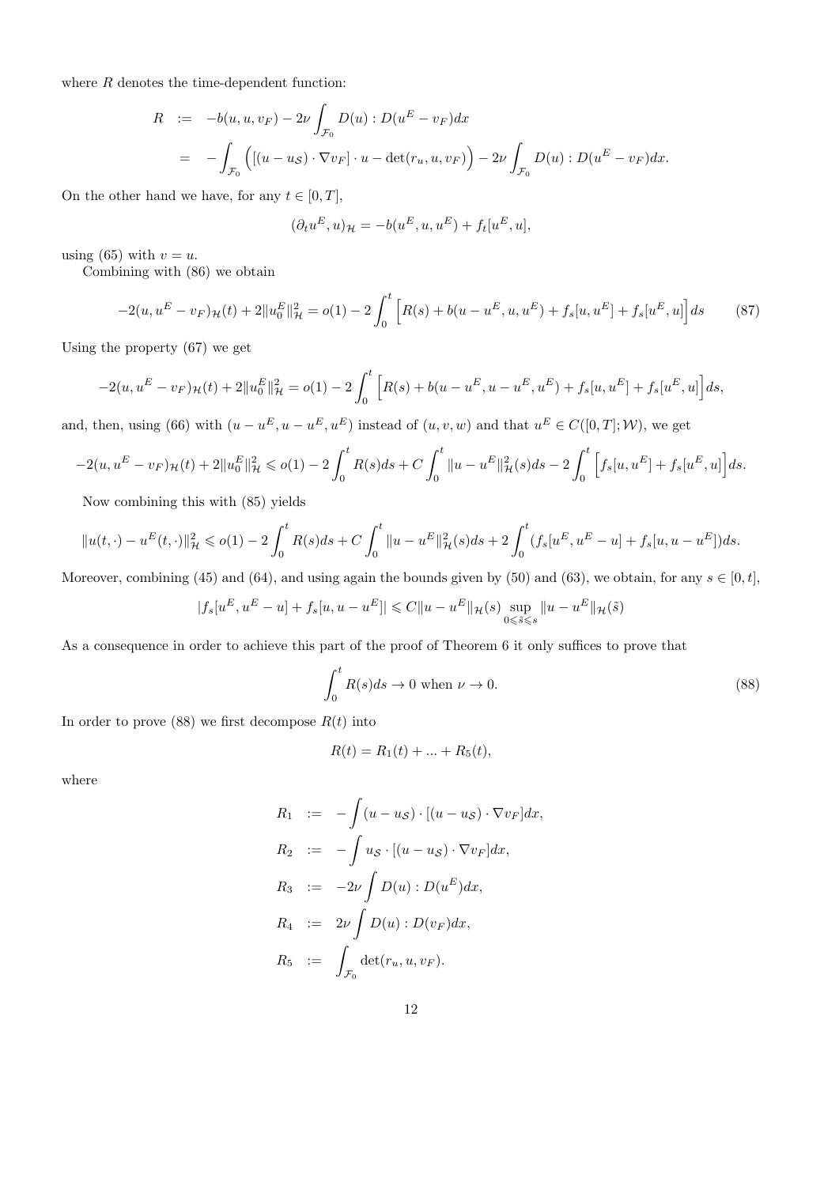where $R$ denotes the time-dependent function:

$$
\begin{aligned}
R &:= -b(u,u,v_F) - 2\nu \int_{\mathcal{F}_0} D(u) : D(u^E - v_F) dx \\
&= -\int_{\mathcal{F}_0} \Big( [(u-u_{\mathcal{S}}) \cdot \nabla v_F] \cdot u - \det(r_u, u, v_F) \Big) - 2\nu \int_{\mathcal{F}_0} D(u) : D(u^E - v_F) dx.
\end{aligned}
$$

On the other hand we have, for any $t \in [0,T]$,

$$
(\partial_t u^E, u)_{\mathcal{H}} = -b(u^E, u, u^E) + f_t[u^E, u],
$$

using (65) with $v = u$.

Combining with (86) we obtain

$$
-2(u, u^E - v_F)_{\mathcal{H}}(t) + 2\|u_0^E\|^2_{\mathcal{H}} = o(1) - 2\int_0^t \Big[ R(s) + b(u - u^E, u, u^E) + f_s[u, u^E] + f_s[u^E, u] \Big] ds \tag{87}
$$

Using the property (67) we get

$$
-2(u, u^E - v_F)_{\mathcal{H}}(t) + 2\|u_0^E\|^2_{\mathcal{H}} = o(1) - 2\int_0^t \Big[ R(s) + b(u - u^E, u - u^E, u^E) + f_s[u, u^E] + f_s[u^E, u] \Big] ds,
$$

and, then, using (66) with $(u-u^E, u-u^E, u^E)$ instead of $(u,v,w)$ and that $u^E \in C([0,T]; \mathcal{W})$, we get

$$
-2(u, u^E - v_F)_{\mathcal{H}}(t) + 2\|u_0^E\|^2_{\mathcal{H}} \leqslant o(1) - 2\int_0^t R(s) ds + C\int_0^t \|u - u^E\|^2_{\mathcal{H}}(s) ds - 2\int_0^t \Big[ f_s[u, u^E] + f_s[u^E, u] \Big] ds.
$$

Now combining this with (85) yields

$$
\|u(t,\cdot) - u^E(t,\cdot)\|^2_{\mathcal{H}} \leqslant o(1) - 2\int_0^t R(s) ds + C\int_0^t \|u - u^E\|^2_{\mathcal{H}}(s) ds + 2\int_0^t (f_s[u^E, u^E - u] + f_s[u, u - u^E]) ds.
$$

Moreover, combining (45) and (64), and using again the bounds given by (50) and (63), we obtain, for any $s \in [0,t]$,

$$
|f_s[u^E, u^E - u] + f_s[u, u - u^E]| \leqslant C\|u - u^E\|_{\mathcal{H}}(s) \sup_{0 \leqslant \tilde{s} \leqslant s} \|u - u^E\|_{\mathcal{H}}(\tilde{s})
$$

As a consequence in order to achieve this part of the proof of Theorem 6 it only suffices to prove that

$$
\int_0^t R(s) ds \to 0 \text{ when } \nu \to 0. \tag{88}
$$

In order to prove (88) we first decompose $R(t)$ into

$$
R(t) = R_1(t) + \ldots + R_5(t),
$$

where

$$
\begin{aligned}
R_1 &:= -\int (u - u_{\mathcal{S}}) \cdot [(u - u_{\mathcal{S}}) \cdot \nabla v_F] dx, \\
R_2 &:= -\int u_{\mathcal{S}} \cdot [(u - u_{\mathcal{S}}) \cdot \nabla v_F] dx, \\
R_3 &:= -2\nu \int D(u) : D(u^E) dx, \\
R_4 &:= 2\nu \int D(u) : D(v_F) dx, \\
R_5 &:= \int_{\mathcal{F}_0} \det(r_u, u, v_F).
\end{aligned}
$$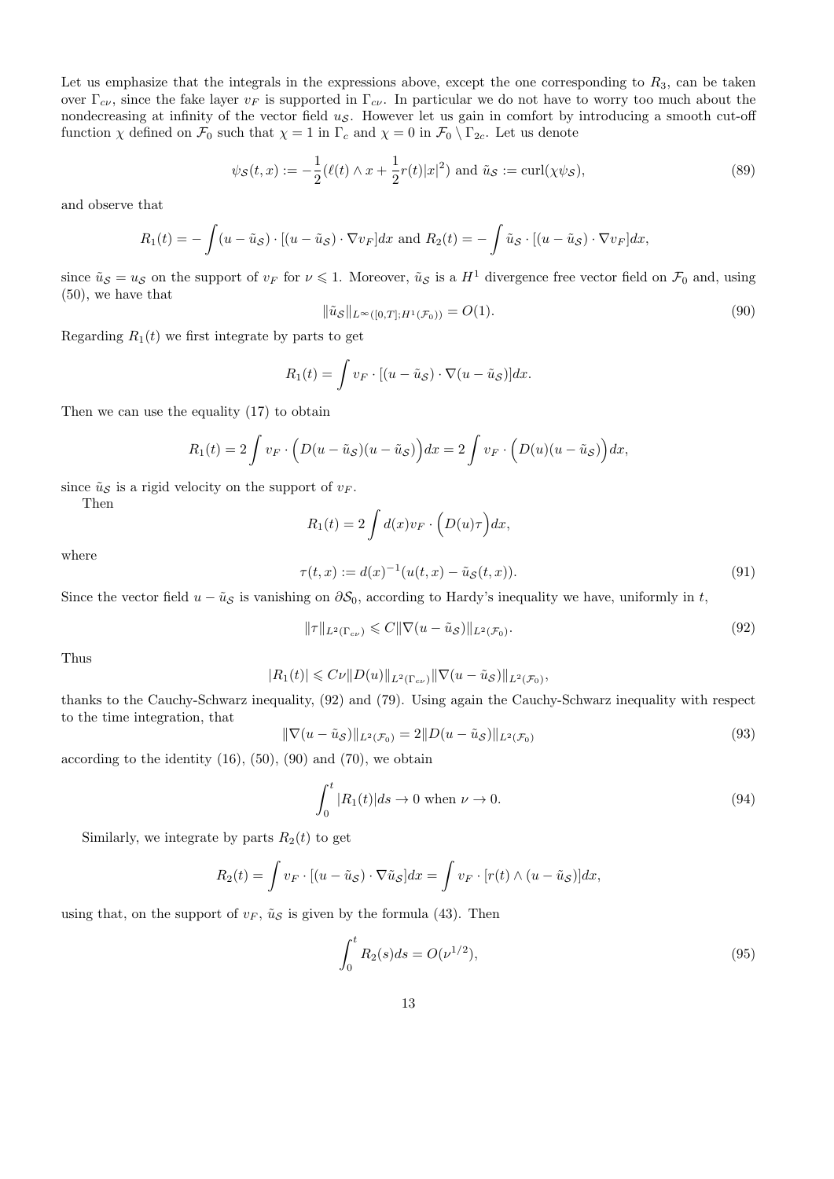Let us emphasize that the integrals in the expressions above, except the one corresponding to $R_3$, can be taken over $\Gamma_{c\nu}$, since the fake layer $v_F$ is supported in $\Gamma_{c\nu}$. In particular we do not have to worry too much about the nondecreasing at infinity of the vector field $u_{\mathcal{S}}$. However let us gain in comfort by introducing a smooth cut-off function $\chi$ defined on $\mathcal{F}_0$ such that $\chi = 1$ in $\Gamma_c$ and $\chi = 0$ in $\mathcal{F}_0 \setminus \Gamma_{2c}$. Let us denote

$$\psi_{\mathcal{S}}(t,x) := -\frac{1}{2}(\ell(t) \wedge x + \frac{1}{2}r(t)|x|^2) \text{ and } \tilde{u}_{\mathcal{S}} := \operatorname{curl}(\chi\psi_{\mathcal{S}}), \tag{89}$$

and observe that

$$R_1(t) = -\int (u - \tilde{u}_{\mathcal{S}}) \cdot [(u - \tilde{u}_{\mathcal{S}}) \cdot \nabla v_F] dx \text{ and } R_2(t) = -\int \tilde{u}_{\mathcal{S}} \cdot [(u - \tilde{u}_{\mathcal{S}}) \cdot \nabla v_F] dx,$$

since $\tilde{u}_{\mathcal{S}} = u_{\mathcal{S}}$ on the support of $v_F$ for $\nu \leqslant 1$. Moreover, $\tilde{u}_{\mathcal{S}}$ is a $H^1$ divergence free vector field on $\mathcal{F}_0$ and, using (50), we have that

$$\|\tilde{u}_{\mathcal{S}}\|_{L^\infty([0,T];H^1(\mathcal{F}_0))} = O(1). \tag{90}$$

Regarding $R_1(t)$ we first integrate by parts to get

$$R_1(t) = \int v_F \cdot [(u - \tilde{u}_{\mathcal{S}}) \cdot \nabla(u - \tilde{u}_{\mathcal{S}})] dx.$$

Then we can use the equality (17) to obtain

$$R_1(t) = 2\int v_F \cdot \Big(D(u - \tilde{u}_{\mathcal{S}})(u - \tilde{u}_{\mathcal{S}})\Big) dx = 2\int v_F \cdot \Big(D(u)(u - \tilde{u}_{\mathcal{S}})\Big) dx,$$

since $\tilde{u}_{\mathcal{S}}$ is a rigid velocity on the support of $v_F$.

Then

$$R_1(t) = 2\int d(x) v_F \cdot \Big(D(u)\tau\Big) dx,$$

where

$$\tau(t,x) := d(x)^{-1}(u(t,x) - \tilde{u}_{\mathcal{S}}(t,x)). \tag{91}$$

Since the vector field $u - \tilde{u}_{\mathcal{S}}$ is vanishing on $\partial\mathcal{S}_0$, according to Hardy's inequality we have, uniformly in $t$,

$$\|\tau\|_{L^2(\Gamma_{c\nu})} \leqslant C\|\nabla(u - \tilde{u}_{\mathcal{S}})\|_{L^2(\mathcal{F}_0)}. \tag{92}$$

Thus

$$|R_1(t)| \leqslant C\nu\|D(u)\|_{L^2(\Gamma_{c\nu})}\|\nabla(u - \tilde{u}_{\mathcal{S}})\|_{L^2(\mathcal{F}_0)},$$

thanks to the Cauchy-Schwarz inequality, (92) and (79). Using again the Cauchy-Schwarz inequality with respect to the time integration, that

$$\|\nabla(u - \tilde{u}_{\mathcal{S}})\|_{L^2(\mathcal{F}_0)} = 2\|D(u - \tilde{u}_{\mathcal{S}})\|_{L^2(\mathcal{F}_0)} \tag{93}$$

according to the identity (16), (50), (90) and (70), we obtain

$$\int_0^t |R_1(t)| ds \to 0 \text{ when } \nu \to 0. \tag{94}$$

Similarly, we integrate by parts $R_2(t)$ to get

$$R_2(t) = \int v_F \cdot [(u - \tilde{u}_{\mathcal{S}}) \cdot \nabla \tilde{u}_{\mathcal{S}}] dx = \int v_F \cdot [r(t) \wedge (u - \tilde{u}_{\mathcal{S}})] dx,$$

using that, on the support of $v_F$, $\tilde{u}_{\mathcal{S}}$ is given by the formula (43). Then

$$\int_0^t R_2(s) ds = O(\nu^{1/2}), \tag{95}$$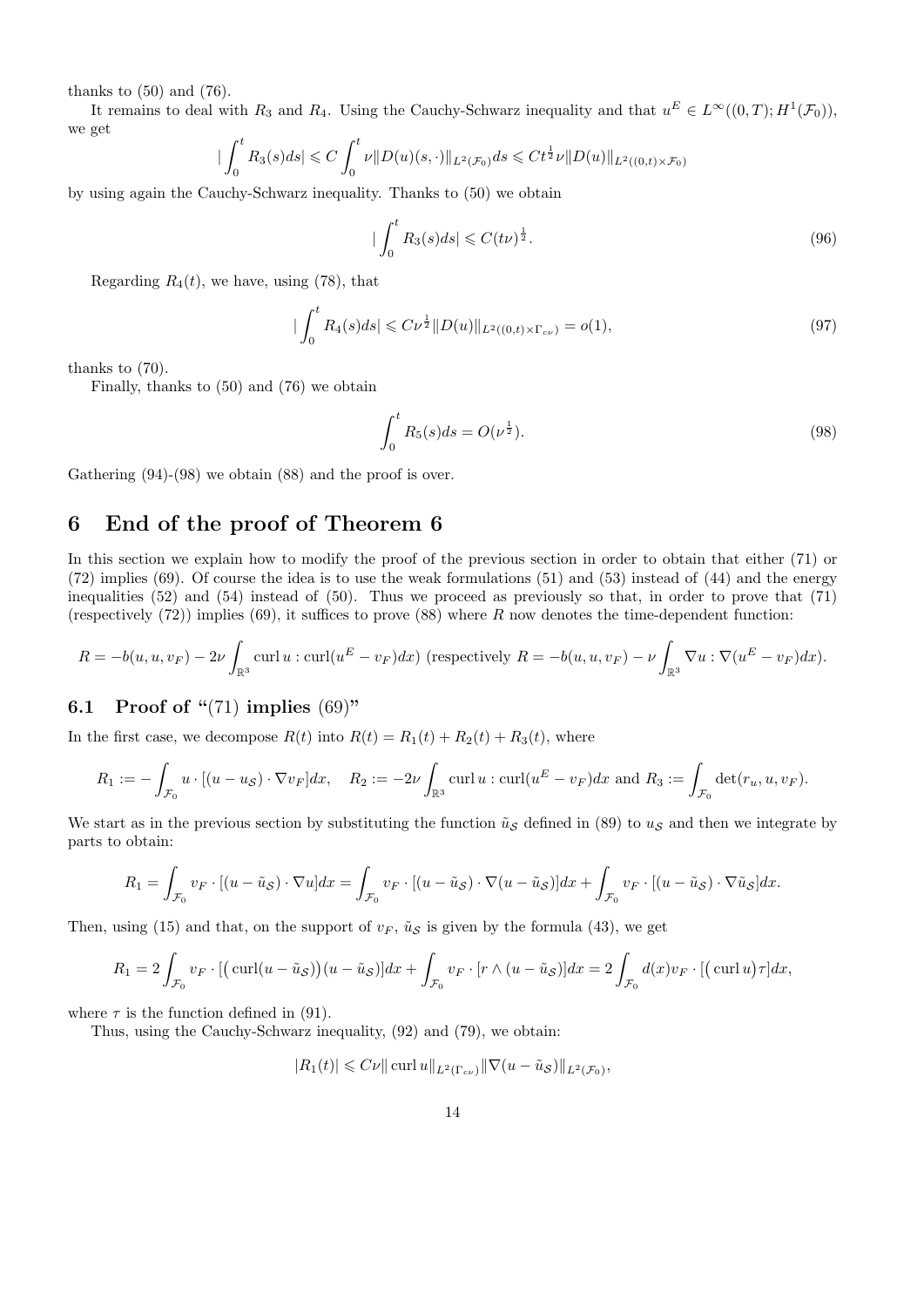thanks to (50) and (76).

It remains to deal with $R_3$ and $R_4$. Using the Cauchy-Schwarz inequality and that $u^E \in L^\infty((0,T); H^1(\mathcal{F}_0))$, we get

$$|\int_0^t R_3(s)ds| \leqslant C\int_0^t \nu \|D(u)(s,\cdot)\|_{L^2(\mathcal{F}_0)}ds \leqslant Ct^{\frac{1}{2}}\nu\|D(u)\|_{L^2((0,t)\times\mathcal{F}_0)}$$

by using again the Cauchy-Schwarz inequality. Thanks to (50) we obtain

$$|\int_0^t R_3(s)ds| \leqslant C(t\nu)^{\frac{1}{2}}. \tag{96}$$

Regarding $R_4(t)$, we have, using (78), that

$$|\int_0^t R_4(s)ds| \leqslant C\nu^{\frac{1}{2}}\|D(u)\|_{L^2((0,t)\times\Gamma_{c\nu})} = o(1), \tag{97}$$

thanks to (70).

Finally, thanks to (50) and (76) we obtain

$$\int_0^t R_5(s)ds = O(\nu^{\frac{1}{2}}). \tag{98}$$

Gathering (94)-(98) we obtain (88) and the proof is over.

# 6 End of the proof of Theorem 6

In this section we explain how to modify the proof of the previous section in order to obtain that either (71) or (72) implies (69). Of course the idea is to use the weak formulations (51) and (53) instead of (44) and the energy inequalities (52) and (54) instead of (50). Thus we proceed as previously so that, in order to prove that (71) (respectively (72)) implies (69), it suffices to prove (88) where $R$ now denotes the time-dependent function:

$$R = -b(u,u,v_F) - 2\nu\int_{\mathbb{R}^3}\operatorname{curl} u : \operatorname{curl}(u^E - v_F)dx) \text{ (respectively } R = -b(u,u,v_F) - \nu\int_{\mathbb{R}^3}\nabla u : \nabla(u^E - v_F)dx).$$

## 6.1 Proof of "(71) implies (69)"

In the first case, we decompose $R(t)$ into $R(t) = R_1(t) + R_2(t) + R_3(t)$, where

$$R_1 := -\int_{\mathcal{F}_0} u\cdot[(u-u_{\mathcal{S}})\cdot\nabla v_F]dx, \quad R_2 := -2\nu\int_{\mathbb{R}^3}\operatorname{curl} u : \operatorname{curl}(u^E - v_F)dx \text{ and } R_3 := \int_{\mathcal{F}_0}\det(r_u, u, v_F).$$

We start as in the previous section by substituting the function $\tilde{u}_{\mathcal{S}}$ defined in (89) to $u_{\mathcal{S}}$ and then we integrate by parts to obtain:

$$R_1 = \int_{\mathcal{F}_0} v_F\cdot[(u-\tilde{u}_{\mathcal{S}})\cdot\nabla u]dx = \int_{\mathcal{F}_0} v_F\cdot[(u-\tilde{u}_{\mathcal{S}})\cdot\nabla(u-\tilde{u}_{\mathcal{S}})]dx + \int_{\mathcal{F}_0} v_F\cdot[(u-\tilde{u}_{\mathcal{S}})\cdot\nabla\tilde{u}_{\mathcal{S}}]dx.$$

Then, using (15) and that, on the support of $v_F$, $\tilde{u}_{\mathcal{S}}$ is given by the formula (43), we get

$$R_1 = 2\int_{\mathcal{F}_0} v_F\cdot[\big(\operatorname{curl}(u-\tilde{u}_{\mathcal{S}})\big)(u-\tilde{u}_{\mathcal{S}})]dx + \int_{\mathcal{F}_0} v_F\cdot[r\wedge(u-\tilde{u}_{\mathcal{S}})]dx = 2\int_{\mathcal{F}_0} d(x)v_F\cdot[\big(\operatorname{curl} u\big)\tau]dx,$$

where $\tau$ is the function defined in (91).

Thus, using the Cauchy-Schwarz inequality, (92) and (79), we obtain:

$$|R_1(t)| \leqslant C\nu\|\operatorname{curl} u\|_{L^2(\Gamma_{c\nu})}\|\nabla(u-\tilde{u}_{\mathcal{S}})\|_{L^2(\mathcal{F}_0)},$$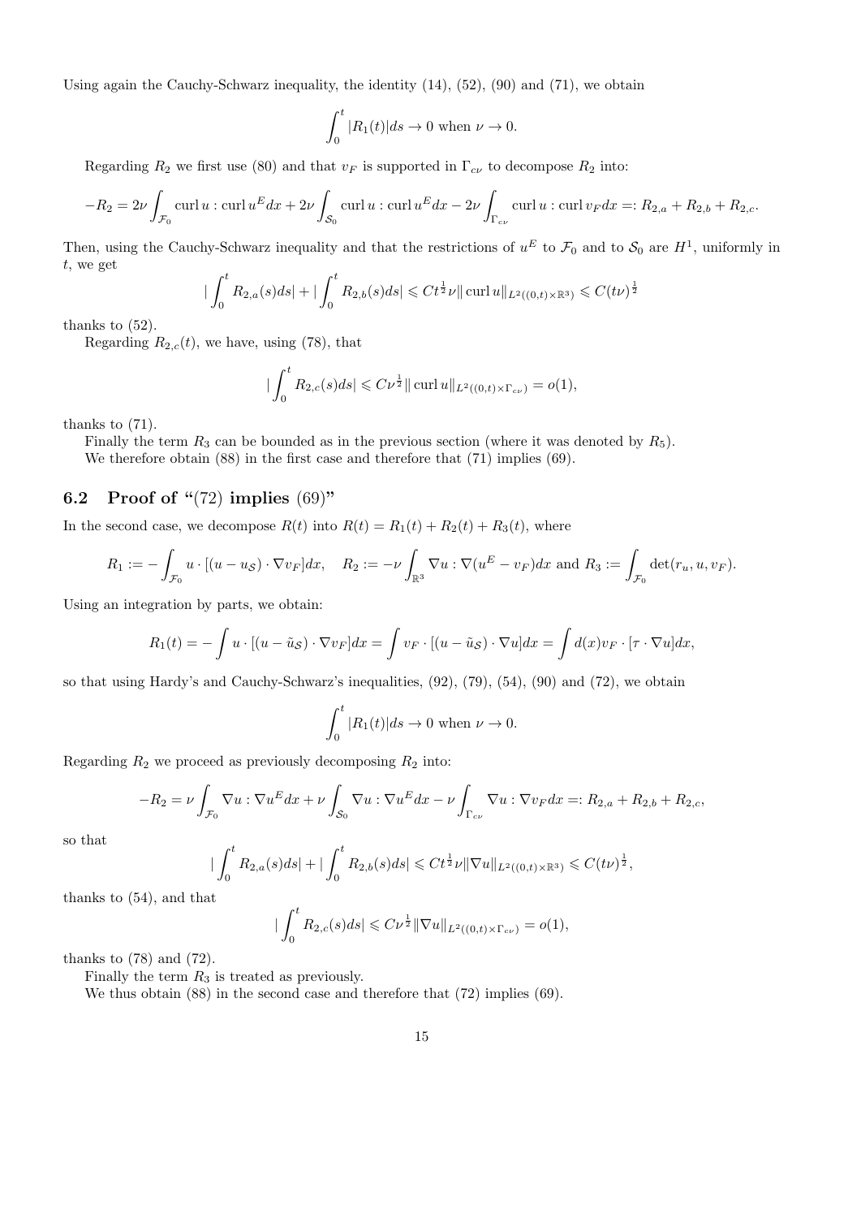Using again the Cauchy-Schwarz inequality, the identity (14), (52), (90) and (71), we obtain

$$\int_0^t |R_1(t)| ds \to 0 \text{ when } \nu \to 0.$$

Regarding $R_2$ we first use (80) and that $v_F$ is supported in $\Gamma_{c\nu}$ to decompose $R_2$ into:

$$-R_2 = 2\nu \int_{\mathcal{F}_0} \operatorname{curl} u : \operatorname{curl} u^E dx + 2\nu \int_{\mathcal{S}_0} \operatorname{curl} u : \operatorname{curl} u^E dx - 2\nu \int_{\Gamma_{c\nu}} \operatorname{curl} u : \operatorname{curl} v_F dx =: R_{2,a} + R_{2,b} + R_{2,c}.$$

Then, using the Cauchy-Schwarz inequality and that the restrictions of $u^E$ to $\mathcal{F}_0$ and to $\mathcal{S}_0$ are $H^1$, uniformly in $t$, we get

$$\Big|\int_0^t R_{2,a}(s)ds\Big| + \Big|\int_0^t R_{2,b}(s)ds\Big| \leqslant Ct^{\frac{1}{2}}\nu \|\operatorname{curl} u\|_{L^2((0,t)\times\mathbb{R}^3)} \leqslant C(t\nu)^{\frac{1}{2}}$$

thanks to (52).

Regarding $R_{2,c}(t)$, we have, using (78), that

$$\Big|\int_0^t R_{2,c}(s)ds\Big| \leqslant C\nu^{\frac{1}{2}} \|\operatorname{curl} u\|_{L^2((0,t)\times\Gamma_{c\nu})} = o(1),$$

thanks to (71).

Finally the term $R_3$ can be bounded as in the previous section (where it was denoted by $R_5$).

We therefore obtain (88) in the first case and therefore that (71) implies (69).

## 6.2 Proof of "(72) implies (69)"

In the second case, we decompose $R(t)$ into $R(t) = R_1(t) + R_2(t) + R_3(t)$, where

$$R_1 := -\int_{\mathcal{F}_0} u \cdot [(u - u_{\mathcal{S}}) \cdot \nabla v_F] dx, \quad R_2 := -\nu \int_{\mathbb{R}^3} \nabla u : \nabla(u^E - v_F) dx \text{ and } R_3 := \int_{\mathcal{F}_0} \det(r_u, u, v_F).$$

Using an integration by parts, we obtain:

$$R_1(t) = -\int u \cdot [(u - \tilde{u}_{\mathcal{S}}) \cdot \nabla v_F] dx = \int v_F \cdot [(u - \tilde{u}_{\mathcal{S}}) \cdot \nabla u] dx = \int d(x) v_F \cdot [\tau \cdot \nabla u] dx,$$

so that using Hardy's and Cauchy-Schwarz's inequalities, (92), (79), (54), (90) and (72), we obtain

$$\int_0^t |R_1(t)| ds \to 0 \text{ when } \nu \to 0.$$

Regarding $R_2$ we proceed as previously decomposing $R_2$ into:

$$-R_2 = \nu \int_{\mathcal{F}_0} \nabla u : \nabla u^E dx + \nu \int_{\mathcal{S}_0} \nabla u : \nabla u^E dx - \nu \int_{\Gamma_{c\nu}} \nabla u : \nabla v_F dx =: R_{2,a} + R_{2,b} + R_{2,c},$$

so that

$$\Big|\int_0^t R_{2,a}(s)ds\Big| + \Big|\int_0^t R_{2,b}(s)ds\Big| \leqslant Ct^{\frac{1}{2}}\nu \|\nabla u\|_{L^2((0,t)\times\mathbb{R}^3)} \leqslant C(t\nu)^{\frac{1}{2}},$$

thanks to (54), and that

$$\Big|\int_0^t R_{2,c}(s)ds\Big| \leqslant C\nu^{\frac{1}{2}} \|\nabla u\|_{L^2((0,t)\times\Gamma_{c\nu})} = o(1),$$

thanks to (78) and (72).

Finally the term $R_3$ is treated as previously.

We thus obtain (88) in the second case and therefore that (72) implies (69).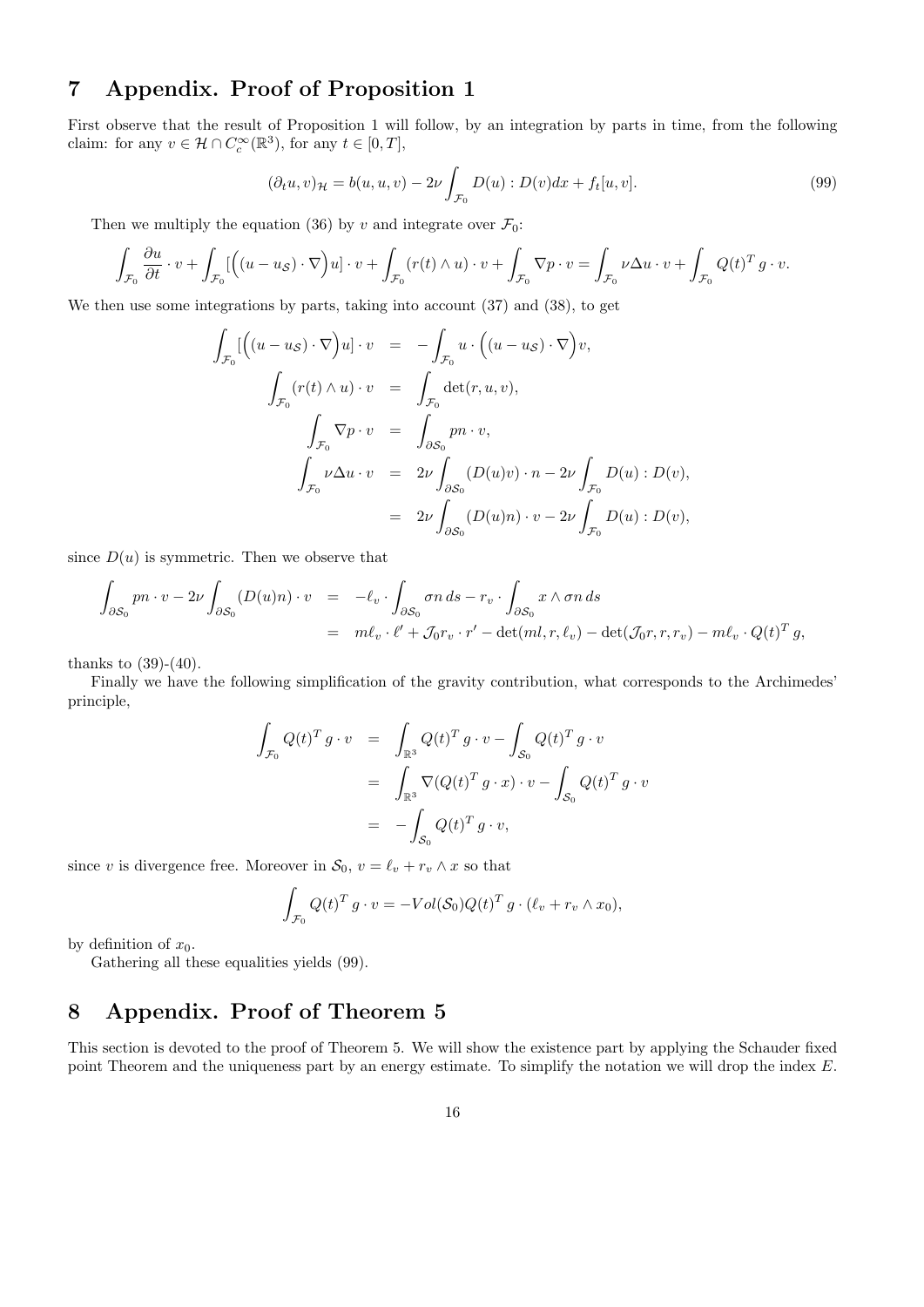## 7 Appendix. Proof of Proposition 1

First observe that the result of Proposition 1 will follow, by an integration by parts in time, from the following claim: for any $v \in \mathcal{H} \cap C_c^\infty(\mathbb{R}^3)$, for any $t \in [0,T]$,

$$(\partial_t u, v)_{\mathcal{H}} = b(u,u,v) - 2\nu \int_{\mathcal{F}_0} D(u) : D(v) dx + f_t[u,v]. \tag{99}$$

Then we multiply the equation (36) by $v$ and integrate over $\mathcal{F}_0$:

$$\int_{\mathcal{F}_0} \frac{\partial u}{\partial t} \cdot v + \int_{\mathcal{F}_0} [\Big((u - u_{\mathcal{S}}) \cdot \nabla\Big) u] \cdot v + \int_{\mathcal{F}_0} (r(t) \wedge u) \cdot v + \int_{\mathcal{F}_0} \nabla p \cdot v = \int_{\mathcal{F}_0} \nu \Delta u \cdot v + \int_{\mathcal{F}_0} Q(t)^T g \cdot v.$$

We then use some integrations by parts, taking into account (37) and (38), to get

$$\begin{aligned}
\int_{\mathcal{F}_0} [\Big((u - u_{\mathcal{S}}) \cdot \nabla\Big) u] \cdot v &= -\int_{\mathcal{F}_0} u \cdot \Big((u - u_{\mathcal{S}}) \cdot \nabla\Big) v, \\
\int_{\mathcal{F}_0} (r(t) \wedge u) \cdot v &= \int_{\mathcal{F}_0} \det(r, u, v), \\
\int_{\mathcal{F}_0} \nabla p \cdot v &= \int_{\partial \mathcal{S}_0} pn \cdot v, \\
\int_{\mathcal{F}_0} \nu \Delta u \cdot v &= 2\nu \int_{\partial \mathcal{S}_0} (D(u)v) \cdot n - 2\nu \int_{\mathcal{F}_0} D(u) : D(v), \\
&= 2\nu \int_{\partial \mathcal{S}_0} (D(u)n) \cdot v - 2\nu \int_{\mathcal{F}_0} D(u) : D(v),
\end{aligned}$$

since $D(u)$ is symmetric. Then we observe that

$$\begin{aligned}
\int_{\partial \mathcal{S}_0} pn \cdot v - 2\nu \int_{\partial \mathcal{S}_0} (D(u)n) \cdot v &= -\ell_v \cdot \int_{\partial \mathcal{S}_0} \sigma n \, ds - r_v \cdot \int_{\partial \mathcal{S}_0} x \wedge \sigma n \, ds \\
&= m \ell_v \cdot \ell' + \mathcal{J}_0 r_v \cdot r' - \det(ml, r, \ell_v) - \det(\mathcal{J}_0 r, r, r_v) - m \ell_v \cdot Q(t)^T g,
\end{aligned}$$

thanks to (39)-(40).

Finally we have the following simplification of the gravity contribution, what corresponds to the Archimedes' principle,

$$\begin{aligned}
\int_{\mathcal{F}_0} Q(t)^T g \cdot v &= \int_{\mathbb{R}^3} Q(t)^T g \cdot v - \int_{\mathcal{S}_0} Q(t)^T g \cdot v \\
&= \int_{\mathbb{R}^3} \nabla (Q(t)^T g \cdot x) \cdot v - \int_{\mathcal{S}_0} Q(t)^T g \cdot v \\
&= -\int_{\mathcal{S}_0} Q(t)^T g \cdot v,
\end{aligned}$$

since $v$ is divergence free. Moreover in $\mathcal{S}_0$, $v = \ell_v + r_v \wedge x$ so that

$$\int_{\mathcal{F}_0} Q(t)^T g \cdot v = -Vol(\mathcal{S}_0) Q(t)^T g \cdot (\ell_v + r_v \wedge x_0),$$

by definition of $x_0$.

Gathering all these equalities yields (99).

## 8 Appendix. Proof of Theorem 5

This section is devoted to the proof of Theorem 5. We will show the existence part by applying the Schauder fixed point Theorem and the uniqueness part by an energy estimate. To simplify the notation we will drop the index $E$.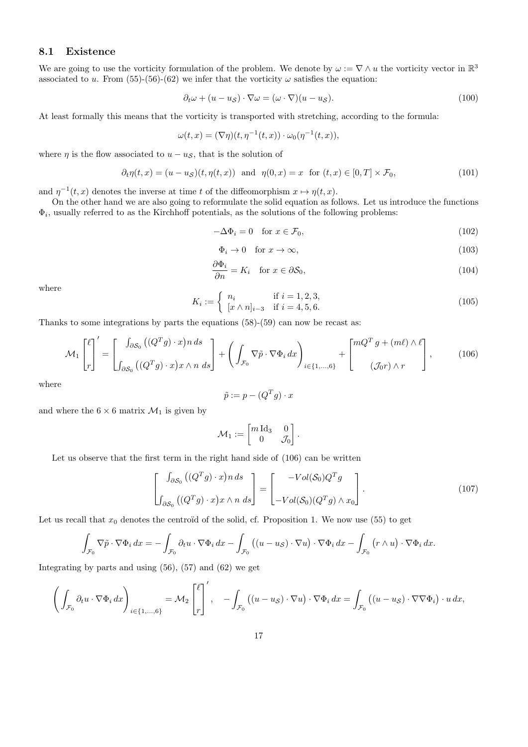### 8.1 Existence

We are going to use the vorticity formulation of the problem. We denote by $\omega := \nabla \wedge u$ the vorticity vector in $\mathbb{R}^3$ associated to $u$. From (55)-(56)-(62) we infer that the vorticity $\omega$ satisfies the equation:

$$\partial_t \omega + (u - u_{\mathcal{S}}) \cdot \nabla \omega = (\omega \cdot \nabla)(u - u_{\mathcal{S}}). \tag{100}$$

At least formally this means that the vorticity is transported with stretching, according to the formula:

$$\omega(t,x) = (\nabla \eta)(t, \eta^{-1}(t,x)) \cdot \omega_0(\eta^{-1}(t,x)),$$

where $\eta$ is the flow associated to $u - u_{\mathcal{S}}$, that is the solution of

$$\partial_t \eta(t,x) = (u - u_{\mathcal{S}})(t, \eta(t,x)) \ \text{ and } \ \eta(0,x) = x \ \text{ for } (t,x) \in [0,T] \times \mathcal{F}_0, \tag{101}$$

and $\eta^{-1}(t,x)$ denotes the inverse at time $t$ of the diffeomorphism $x \mapsto \eta(t,x)$.

On the other hand we are also going to reformulate the solid equation as follows. Let us introduce the functions $\Phi_i$, usually referred to as the Kirchhoff potentials, as the solutions of the following problems:

$$-\Delta \Phi_i = 0 \quad \text{for } x \in \mathcal{F}_0, \tag{102}$$

$$\Phi_i \to 0 \quad \text{for } x \to \infty, \tag{103}$$

$$\frac{\partial \Phi_i}{\partial n} = K_i \quad \text{for } x \in \partial \mathcal{S}_0, \tag{104}$$

where

$$K_i := \begin{cases} n_i & \text{if } i = 1,2,3, \\ [x \wedge n]_{i-3} & \text{if } i = 4,5,6. \end{cases} \tag{105}$$

Thanks to some integrations by parts the equations (58)-(59) can now be recast as:

$$\mathcal{M}_1 \begin{bmatrix} \ell \\ r \end{bmatrix}' = \begin{bmatrix} \int_{\partial \mathcal{S}_0} \big((Q^T g) \cdot x\big) n \, ds \\ \int_{\partial \mathcal{S}_0} \big((Q^T g) \cdot x\big) x \wedge n \, ds \end{bmatrix} + \left( \int_{\mathcal{F}_0} \nabla \tilde{p} \cdot \nabla \Phi_i \, dx \right)_{i \in \{1,\dots,6\}} + \begin{bmatrix} m Q^T g + (m\ell) \wedge \ell \\ (\mathcal{J}_0 r) \wedge r \end{bmatrix}, \tag{106}$$

where

$$\tilde{p} := p - (Q^T g) \cdot x$$

and where the $6 \times 6$ matrix $\mathcal{M}_1$ is given by

$$\mathcal{M}_1 := \begin{bmatrix} m \, \mathrm{Id}_3 & 0 \\ 0 & \mathcal{J}_0 \end{bmatrix}.$$

Let us observe that the first term in the right hand side of (106) can be written

$$\begin{bmatrix} \int_{\partial \mathcal{S}_0} \big((Q^T g) \cdot x\big) n \, ds \\ \int_{\partial \mathcal{S}_0} \big((Q^T g) \cdot x\big) x \wedge n \, ds \end{bmatrix} = \begin{bmatrix} -Vol(\mathcal{S}_0) Q^T g \\ -Vol(\mathcal{S}_0)(Q^T g) \wedge x_0 \end{bmatrix}. \tag{107}$$

Let us recall that $x_0$ denotes the centroïd of the solid, cf. Proposition 1. We now use (55) to get

$$\int_{\mathcal{F}_0} \nabla \tilde{p} \cdot \nabla \Phi_i \, dx = - \int_{\mathcal{F}_0} \partial_t u \cdot \nabla \Phi_i \, dx - \int_{\mathcal{F}_0} \big((u - u_{\mathcal{S}}) \cdot \nabla u\big) \cdot \nabla \Phi_i \, dx - \int_{\mathcal{F}_0} \big(r \wedge u\big) \cdot \nabla \Phi_i \, dx.$$

Integrating by parts and using (56), (57) and (62) we get

$$\left( \int_{\mathcal{F}_0} \partial_t u \cdot \nabla \Phi_i \, dx \right)_{i \in \{1,\dots,6\}} = \mathcal{M}_2 \begin{bmatrix} \ell \\ r \end{bmatrix}', \quad - \int_{\mathcal{F}_0} \big((u - u_{\mathcal{S}}) \cdot \nabla u\big) \cdot \nabla \Phi_i \, dx = \int_{\mathcal{F}_0} \big((u - u_{\mathcal{S}}) \cdot \nabla \nabla \Phi_i\big) \cdot u \, dx,$$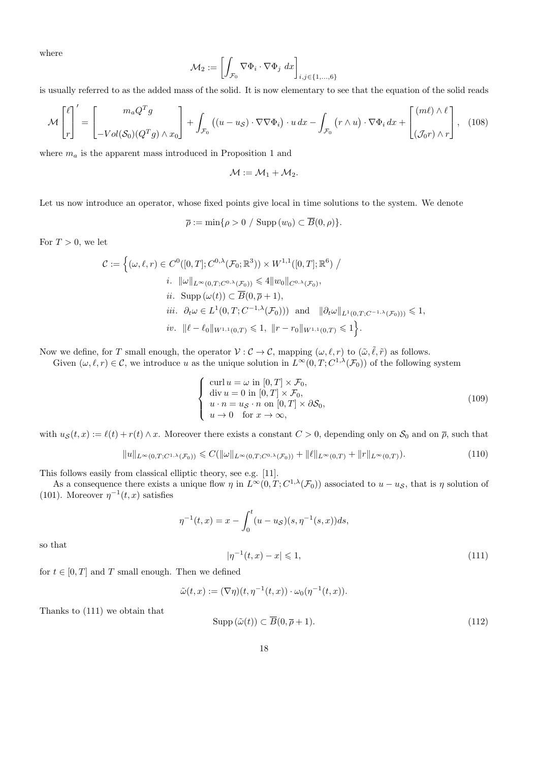where

$$\mathcal{M}_2 := \left[ \int_{\mathcal{F}_0} \nabla \Phi_i \cdot \nabla \Phi_j \; dx \right]_{i,j \in \{1,\dots,6\}}$$

is usually referred to as the added mass of the solid. It is now elementary to see that the equation of the solid reads

$$\mathcal{M} \begin{bmatrix} \ell \\ \\ r \end{bmatrix}' = \begin{bmatrix} m_a Q^T g \\ \\ -Vol(\mathcal{S}_0)(Q^T g) \wedge x_0 \end{bmatrix} + \int_{\mathcal{F}_0} \big( (u - u_{\mathcal{S}}) \cdot \nabla \nabla \Phi_i \big) \cdot u \, dx - \int_{\mathcal{F}_0} \big( r \wedge u \big) \cdot \nabla \Phi_i \, dx + \begin{bmatrix} (m\ell) \wedge \ell \\ \\ (\mathcal{J}_0 r) \wedge r \end{bmatrix}, \quad (108)$$

where $m_a$ is the apparent mass introduced in Proposition 1 and

$$\mathcal{M} := \mathcal{M}_1 + \mathcal{M}_2.$$

Let us now introduce an operator, whose fixed points give local in time solutions to the system. We denote

$$\overline{\rho} := \min\{\rho > 0 \; / \; \text{Supp}\,(w_0) \subset \overline{B}(0, \rho)\}.$$

For $T > 0$, we let

$$\begin{aligned} \mathcal{C} := \Big\{ (\omega, \ell, r) \in C^0([0,T]; C^{0,\lambda}(\mathcal{F}_0; \mathbb{R}^3)) \times W^{1,1}([0,T]; \mathbb{R}^6) \; / \; & \\ i. \;\; \|\omega\|_{L^\infty(0,T;C^{0,\lambda}(\mathcal{F}_0))} \leqslant 4 \|w_0\|_{C^{0,\lambda}(\mathcal{F}_0)}, & \\ ii. \;\; \text{Supp}\,(\omega(t)) \subset \overline{B}(0, \overline{\rho} + 1), & \\ iii. \;\; \partial_t \omega \in L^1(0,T; C^{-1,\lambda}(\mathcal{F}_0))) \;\text{ and }\; \|\partial_t \omega\|_{L^1(0,T;C^{-1,\lambda}(\mathcal{F}_0)))} \leqslant 1, & \\ iv. \;\; \|\ell - \ell_0\|_{W^{1,1}(0,T)} \leqslant 1, \; \|r - r_0\|_{W^{1,1}(0,T)} \leqslant 1 \Big\}. & \end{aligned}$$

Now we define, for $T$ small enough, the operator $\mathcal{V} : \mathcal{C} \to \mathcal{C}$, mapping $(\omega, \ell, r)$ to $(\tilde{\omega}, \tilde{\ell}, \tilde{r})$ as follows.

Given $(\omega, \ell, r) \in \mathcal{C}$, we introduce $u$ as the unique solution in $L^\infty(0,T; C^{1,\lambda}(\mathcal{F}_0))$ of the following system

$$\left\{ \begin{array}{l} \text{curl}\, u = \omega \text{ in } [0,T] \times \mathcal{F}_0, \\ \text{div}\, u = 0 \text{ in } [0,T] \times \mathcal{F}_0, \\ u \cdot n = u_{\mathcal{S}} \cdot n \text{ on } [0,T] \times \partial \mathcal{S}_0, \\ u \to 0 \quad \text{for } x \to \infty, \end{array} \right. \quad (109)$$

with $u_{\mathcal{S}}(t,x) := \ell(t) + r(t) \wedge x$. Moreover there exists a constant $C > 0$, depending only on $\mathcal{S}_0$ and on $\overline{\rho}$, such that

$$\|u\|_{L^\infty(0,T;C^{1,\lambda}(\mathcal{F}_0))} \leqslant C (\|\omega\|_{L^\infty(0,T;C^{0,\lambda}(\mathcal{F}_0))} + \|\ell\|_{L^\infty(0,T)} + \|r\|_{L^\infty(0,T)}). \quad (110)$$

This follows easily from classical elliptic theory, see e.g. [11].

As a consequence there exists a unique flow $\eta$ in $L^\infty(0,T; C^{1,\lambda}(\mathcal{F}_0))$ associated to $u - u_{\mathcal{S}}$, that is $\eta$ solution of (101). Moreover $\eta^{-1}(t,x)$ satisfies

$$\eta^{-1}(t,x) = x - \int_0^t (u - u_{\mathcal{S}})(s, \eta^{-1}(s,x)) ds,$$

so that

$$|\eta^{-1}(t,x) - x| \leqslant 1, \quad (111)$$

for $t \in [0,T]$ and $T$ small enough. Then we defined

$$\tilde{\omega}(t,x) := (\nabla \eta)(t, \eta^{-1}(t,x)) \cdot \omega_0(\eta^{-1}(t,x)).$$

Thanks to (111) we obtain that

$$\text{Supp}\,(\tilde{\omega}(t)) \subset \overline{B}(0, \overline{\rho} + 1). \quad (112)$$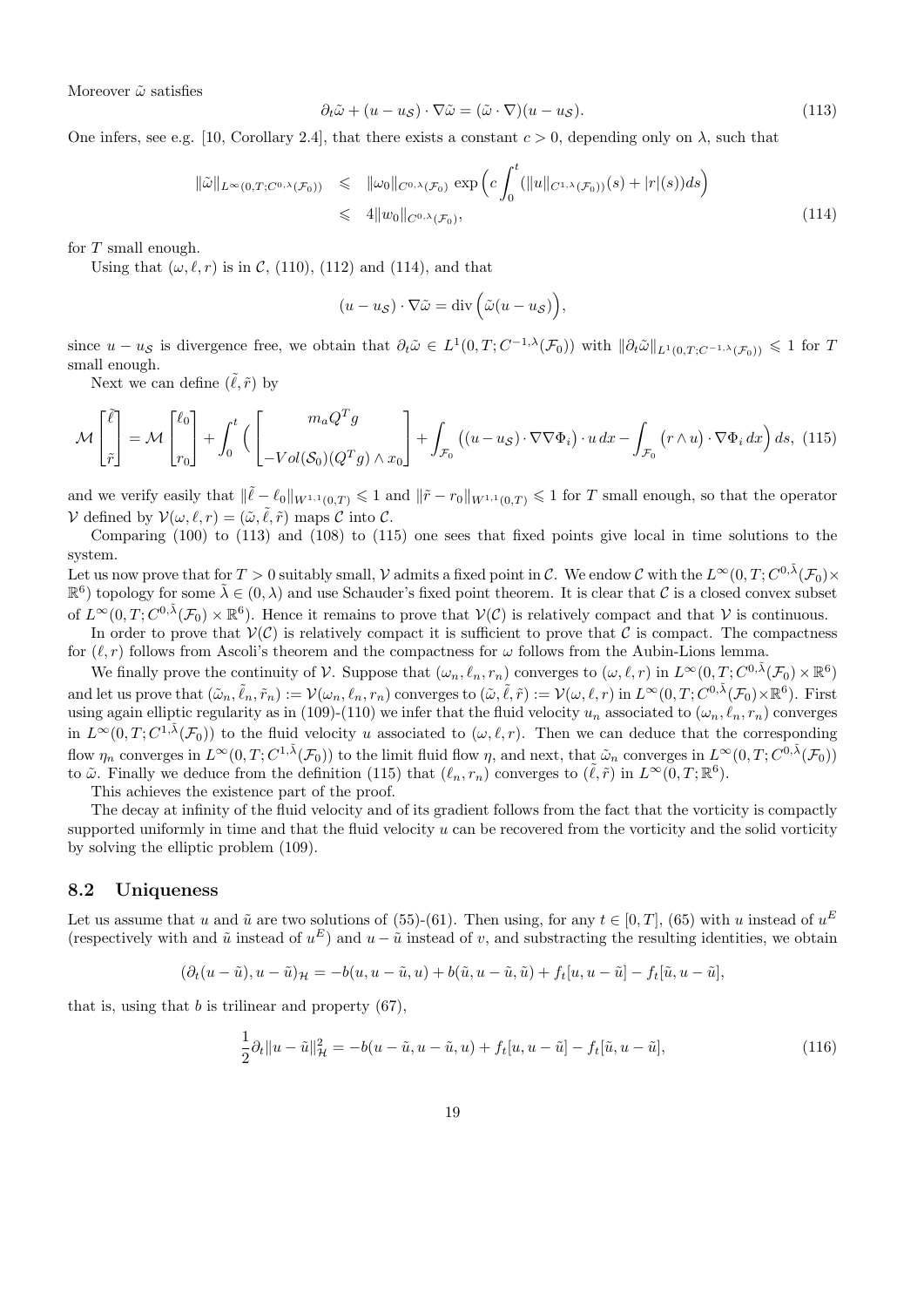Moreover $\tilde{\omega}$ satisfies

$$\partial_t \tilde{\omega} + (u - u_{\mathcal{S}}) \cdot \nabla \tilde{\omega} = (\tilde{\omega} \cdot \nabla)(u - u_{\mathcal{S}}). \tag{113}$$

One infers, see e.g. [10, Corollary 2.4], that there exists a constant $c > 0$, depending only on $\lambda$, such that

$$\begin{aligned} \|\tilde{\omega}\|_{L^\infty(0,T;C^{0,\lambda}(\mathcal{F}_0))} &\leqslant \|\omega_0\|_{C^{0,\lambda}(\mathcal{F}_0)} \exp\Big(c \int_0^t (\|u\|_{C^{1,\lambda}(\mathcal{F}_0))}(s) + |r|(s)) ds\Big) \\ &\leqslant 4\|w_0\|_{C^{0,\lambda}(\mathcal{F}_0)}, \end{aligned} \tag{114}$$

for $T$ small enough.

Using that $(\omega, \ell, r)$ is in $\mathcal{C}$, (110), (112) and (114), and that

$$(u - u_{\mathcal{S}}) \cdot \nabla \tilde{\omega} = \operatorname{div}\Big(\tilde{\omega}(u - u_{\mathcal{S}})\Big),$$

since $u - u_{\mathcal{S}}$ is divergence free, we obtain that $\partial_t \tilde{\omega} \in L^1(0,T;C^{-1,\lambda}(\mathcal{F}_0))$ with $\|\partial_t \tilde{\omega}\|_{L^1(0,T;C^{-1,\lambda}(\mathcal{F}_0))} \leqslant 1$ for $T$ small enough.

Next we can define $(\tilde{\ell}, \tilde{r})$ by

$$\mathcal{M}\begin{bmatrix}\tilde{\ell}\\ \tilde{r}\end{bmatrix} = \mathcal{M}\begin{bmatrix}\ell_0\\ r_0\end{bmatrix} + \int_0^t \Big( \begin{bmatrix} m_a Q^T g \\ -Vol(\mathcal{S}_0)(Q^T g) \wedge x_0 \end{bmatrix} + \int_{\mathcal{F}_0} \big((u - u_{\mathcal{S}}) \cdot \nabla\nabla\Phi_i\big) \cdot u \, dx - \int_{\mathcal{F}_0} \big(r \wedge u\big) \cdot \nabla \Phi_i \, dx \Big) ds, \tag{115}$$

and we verify easily that $\|\tilde{\ell} - \ell_0\|_{W^{1,1}(0,T)} \leqslant 1$ and $\|\tilde{r} - r_0\|_{W^{1,1}(0,T)} \leqslant 1$ for $T$ small enough, so that the operator $\mathcal{V}$ defined by $\mathcal{V}(\omega, \ell, r) = (\tilde{\omega}, \tilde{\ell}, \tilde{r})$ maps $\mathcal{C}$ into $\mathcal{C}$.

Comparing (100) to (113) and (108) to (115) one sees that fixed points give local in time solutions to the system.

Let us now prove that for $T > 0$ suitably small, $\mathcal{V}$ admits a fixed point in $\mathcal{C}$. We endow $\mathcal{C}$ with the $L^\infty(0,T;C^{0,\tilde{\lambda}}(\mathcal{F}_0) \times \mathbb{R}^6)$ topology for some $\tilde{\lambda} \in (0, \lambda)$ and use Schauder's fixed point theorem. It is clear that $\mathcal{C}$ is a closed convex subset of $L^\infty(0,T;C^{0,\tilde{\lambda}}(\mathcal{F}_0) \times \mathbb{R}^6)$. Hence it remains to prove that $\mathcal{V}(\mathcal{C})$ is relatively compact and that $\mathcal{V}$ is continuous.

In order to prove that $\mathcal{V}(\mathcal{C})$ is relatively compact it is sufficient to prove that $\mathcal{C}$ is compact. The compactness for $(\ell, r)$ follows from Ascoli's theorem and the compactness for $\omega$ follows from the Aubin-Lions lemma.

We finally prove the continuity of $\mathcal{V}$. Suppose that $(\omega_n, \ell_n, r_n)$ converges to $(\omega, \ell, r)$ in $L^\infty(0,T;C^{0,\tilde{\lambda}}(\mathcal{F}_0) \times \mathbb{R}^6)$ and let us prove that $(\tilde{\omega}_n, \tilde{\ell}_n, \tilde{r}_n) := \mathcal{V}(\omega_n, \ell_n, r_n)$ converges to $(\tilde{\omega}, \tilde{\ell}, \tilde{r}) := \mathcal{V}(\omega, \ell, r)$ in $L^\infty(0,T;C^{0,\tilde{\lambda}}(\mathcal{F}_0) \times \mathbb{R}^6)$. First using again elliptic regularity as in (109)-(110) we infer that the fluid velocity $u_n$ associated to $(\omega_n, \ell_n, r_n)$ converges in $L^\infty(0,T;C^{1,\tilde{\lambda}}(\mathcal{F}_0))$ to the fluid velocity $u$ associated to $(\omega, \ell, r)$. Then we can deduce that the corresponding flow $\eta_n$ converges in $L^\infty(0,T;C^{1,\tilde{\lambda}}(\mathcal{F}_0))$ to the limit fluid flow $\eta$, and next, that $\tilde{\omega}_n$ converges in $L^\infty(0,T;C^{0,\tilde{\lambda}}(\mathcal{F}_0))$ to $\tilde{\omega}$. Finally we deduce from the definition (115) that $(\ell_n, r_n)$ converges to $(\tilde{\ell}, \tilde{r})$ in $L^\infty(0,T;\mathbb{R}^6)$.

This achieves the existence part of the proof.

The decay at infinity of the fluid velocity and of its gradient follows from the fact that the vorticity is compactly supported uniformly in time and that the fluid velocity $u$ can be recovered from the vorticity and the solid vorticity by solving the elliptic problem (109).

## 8.2 Uniqueness

Let us assume that $u$ and $\tilde{u}$ are two solutions of (55)-(61). Then using, for any $t \in [0,T]$, (65) with $u$ instead of $u^E$ (respectively with and $\tilde{u}$ instead of $u^E$) and $u - \tilde{u}$ instead of $v$, and substracting the resulting identities, we obtain

$$(\partial_t(u - \tilde{u}), u - \tilde{u})_{\mathcal{H}} = -b(u, u - \tilde{u}, u) + b(\tilde{u}, u - \tilde{u}, \tilde{u}) + f_t[u, u - \tilde{u}] - f_t[\tilde{u}, u - \tilde{u}],$$

that is, using that $b$ is trilinear and property (67),

$$\frac{1}{2}\partial_t \|u - \tilde{u}\|^2_{\mathcal{H}} = -b(u - \tilde{u}, u - \tilde{u}, u) + f_t[u, u - \tilde{u}] - f_t[\tilde{u}, u - \tilde{u}], \tag{116}$$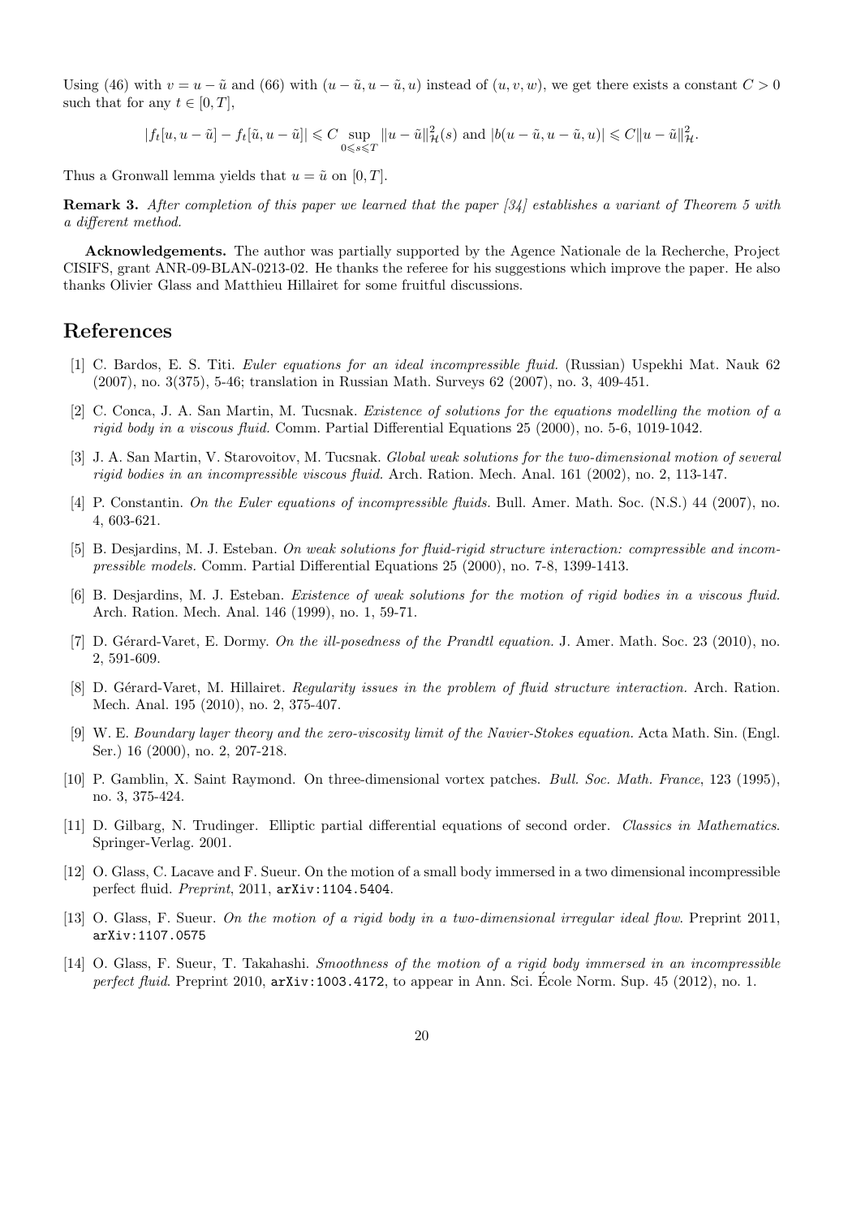Using (46) with $v = u - \tilde{u}$ and (66) with $(u - \tilde{u}, u - \tilde{u}, u)$ instead of $(u, v, w)$, we get there exists a constant $C > 0$ such that for any $t \in [0, T]$,

$$|f_t[u, u - \tilde{u}] - f_t[\tilde{u}, u - \tilde{u}]| \leqslant C \sup_{0 \leqslant s \leqslant T} \|u - \tilde{u}\|^2_{\mathcal{H}}(s) \text{ and } |b(u - \tilde{u}, u - \tilde{u}, u)| \leqslant C \|u - \tilde{u}\|^2_{\mathcal{H}}.$$

Thus a Gronwall lemma yields that $u = \tilde{u}$ on $[0, T]$.

**Remark 3.** *After completion of this paper we learned that the paper [34] establishes a variant of Theorem 5 with a different method.*

**Acknowledgements.** The author was partially supported by the Agence Nationale de la Recherche, Project CISIFS, grant ANR-09-BLAN-0213-02. He thanks the referee for his suggestions which improve the paper. He also thanks Olivier Glass and Matthieu Hillairet for some fruitful discussions.

# References

[1] C. Bardos, E. S. Titi. *Euler equations for an ideal incompressible fluid.* (Russian) Uspekhi Mat. Nauk 62 (2007), no. 3(375), 5-46; translation in Russian Math. Surveys 62 (2007), no. 3, 409-451.

[2] C. Conca, J. A. San Martin, M. Tucsnak. *Existence of solutions for the equations modelling the motion of a rigid body in a viscous fluid.* Comm. Partial Differential Equations 25 (2000), no. 5-6, 1019-1042.

[3] J. A. San Martin, V. Starovoitov, M. Tucsnak. *Global weak solutions for the two-dimensional motion of several rigid bodies in an incompressible viscous fluid.* Arch. Ration. Mech. Anal. 161 (2002), no. 2, 113-147.

[4] P. Constantin. *On the Euler equations of incompressible fluids.* Bull. Amer. Math. Soc. (N.S.) 44 (2007), no. 4, 603-621.

[5] B. Desjardins, M. J. Esteban. *On weak solutions for fluid-rigid structure interaction: compressible and incompressible models.* Comm. Partial Differential Equations 25 (2000), no. 7-8, 1399-1413.

[6] B. Desjardins, M. J. Esteban. *Existence of weak solutions for the motion of rigid bodies in a viscous fluid.* Arch. Ration. Mech. Anal. 146 (1999), no. 1, 59-71.

[7] D. Gérard-Varet, E. Dormy. *On the ill-posedness of the Prandtl equation.* J. Amer. Math. Soc. 23 (2010), no. 2, 591-609.

[8] D. Gérard-Varet, M. Hillairet. *Regularity issues in the problem of fluid structure interaction.* Arch. Ration. Mech. Anal. 195 (2010), no. 2, 375-407.

[9] W. E. *Boundary layer theory and the zero-viscosity limit of the Navier-Stokes equation.* Acta Math. Sin. (Engl. Ser.) 16 (2000), no. 2, 207-218.

[10] P. Gamblin, X. Saint Raymond. On three-dimensional vortex patches. *Bull. Soc. Math. France*, 123 (1995), no. 3, 375-424.

[11] D. Gilbarg, N. Trudinger. Elliptic partial differential equations of second order. *Classics in Mathematics*. Springer-Verlag. 2001.

[12] O. Glass, C. Lacave and F. Sueur. On the motion of a small body immersed in a two dimensional incompressible perfect fluid. *Preprint*, 2011, arXiv:1104.5404.

[13] O. Glass, F. Sueur. *On the motion of a rigid body in a two-dimensional irregular ideal flow*. Preprint 2011, arXiv:1107.0575

[14] O. Glass, F. Sueur, T. Takahashi. *Smoothness of the motion of a rigid body immersed in an incompressible perfect fluid*. Preprint 2010, arXiv:1003.4172, to appear in Ann. Sci. École Norm. Sup. 45 (2012), no. 1.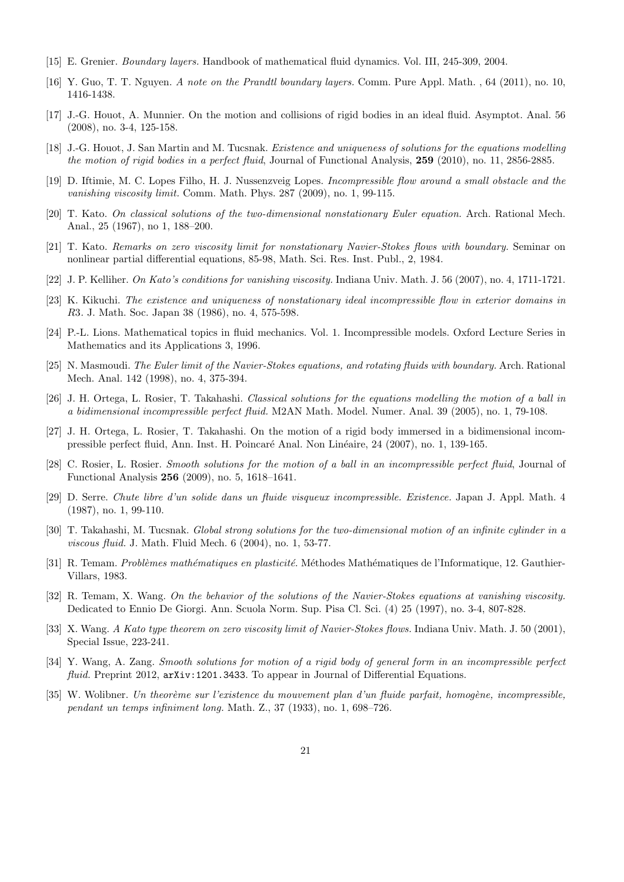[15] E. Grenier. *Boundary layers.* Handbook of mathematical fluid dynamics. Vol. III, 245-309, 2004.

[16] Y. Guo, T. T. Nguyen. *A note on the Prandtl boundary layers.* Comm. Pure Appl. Math. , 64 (2011), no. 10, 1416-1438.

[17] J.-G. Houot, A. Munnier. On the motion and collisions of rigid bodies in an ideal fluid. Asymptot. Anal. 56 (2008), no. 3-4, 125-158.

[18] J.-G. Houot, J. San Martin and M. Tucsnak. *Existence and uniqueness of solutions for the equations modelling the motion of rigid bodies in a perfect fluid*, Journal of Functional Analysis, **259** (2010), no. 11, 2856-2885.

[19] D. Iftimie, M. C. Lopes Filho, H. J. Nussenzveig Lopes. *Incompressible flow around a small obstacle and the vanishing viscosity limit.* Comm. Math. Phys. 287 (2009), no. 1, 99-115.

[20] T. Kato. *On classical solutions of the two-dimensional nonstationary Euler equation.* Arch. Rational Mech. Anal., 25 (1967), no 1, 188–200.

[21] T. Kato. *Remarks on zero viscosity limit for nonstationary Navier-Stokes flows with boundary.* Seminar on nonlinear partial differential equations, 85-98, Math. Sci. Res. Inst. Publ., 2, 1984.

[22] J. P. Kelliher. *On Kato's conditions for vanishing viscosity.* Indiana Univ. Math. J. 56 (2007), no. 4, 1711-1721.

[23] K. Kikuchi. *The existence and uniqueness of nonstationary ideal incompressible flow in exterior domains in R3.* J. Math. Soc. Japan 38 (1986), no. 4, 575-598.

[24] P.-L. Lions. Mathematical topics in fluid mechanics. Vol. 1. Incompressible models. Oxford Lecture Series in Mathematics and its Applications 3, 1996.

[25] N. Masmoudi. *The Euler limit of the Navier-Stokes equations, and rotating fluids with boundary.* Arch. Rational Mech. Anal. 142 (1998), no. 4, 375-394.

[26] J. H. Ortega, L. Rosier, T. Takahashi. *Classical solutions for the equations modelling the motion of a ball in a bidimensional incompressible perfect fluid.* M2AN Math. Model. Numer. Anal. 39 (2005), no. 1, 79-108.

[27] J. H. Ortega, L. Rosier, T. Takahashi. On the motion of a rigid body immersed in a bidimensional incompressible perfect fluid, Ann. Inst. H. Poincaré Anal. Non Linéaire, 24 (2007), no. 1, 139-165.

[28] C. Rosier, L. Rosier. *Smooth solutions for the motion of a ball in an incompressible perfect fluid*, Journal of Functional Analysis **256** (2009), no. 5, 1618–1641.

[29] D. Serre. *Chute libre d'un solide dans un fluide visqueux incompressible. Existence.* Japan J. Appl. Math. 4 (1987), no. 1, 99-110.

[30] T. Takahashi, M. Tucsnak. *Global strong solutions for the two-dimensional motion of an infinite cylinder in a viscous fluid.* J. Math. Fluid Mech. 6 (2004), no. 1, 53-77.

[31] R. Temam. *Problèmes mathématiques en plasticité.* Méthodes Mathématiques de l'Informatique, 12. Gauthier-Villars, 1983.

[32] R. Temam, X. Wang. *On the behavior of the solutions of the Navier-Stokes equations at vanishing viscosity.* Dedicated to Ennio De Giorgi. Ann. Scuola Norm. Sup. Pisa Cl. Sci. (4) 25 (1997), no. 3-4, 807-828.

[33] X. Wang. *A Kato type theorem on zero viscosity limit of Navier-Stokes flows.* Indiana Univ. Math. J. 50 (2001), Special Issue, 223-241.

[34] Y. Wang, A. Zang. *Smooth solutions for motion of a rigid body of general form in an incompressible perfect fluid.* Preprint 2012, `arXiv:1201.3433`. To appear in Journal of Differential Equations.

[35] W. Wolibner. *Un theorème sur l'existence du mouvement plan d'un fluide parfait, homogène, incompressible, pendant un temps infiniment long.* Math. Z., 37 (1933), no. 1, 698–726.